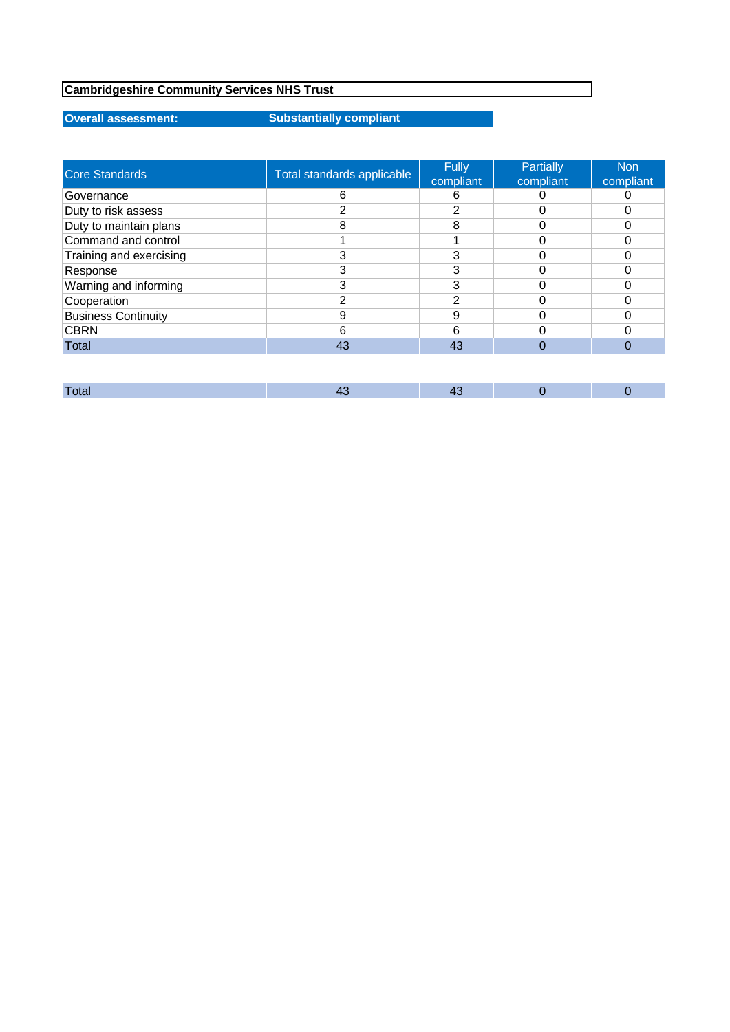**Cambridgeshire Community Services NHS Trust**

**Overall assessment:** **Substantially compliant**

| Core Standards | Total standards applicable | Fully compliant | Partially compliant | Non compliant |
|---|---|---|---|---|
| Governance | 6 | 6 | 0 | 0 |
| Duty to risk assess | 2 | 2 | 0 | 0 |
| Duty to maintain plans | 8 | 8 | 0 | 0 |
| Command and control | 1 | 1 | 0 | 0 |
| Training and exercising | 3 | 3 | 0 | 0 |
| Response | 3 | 3 | 0 | 0 |
| Warning and informing | 3 | 3 | 0 | 0 |
| Cooperation | 2 | 2 | 0 | 0 |
| Business Continuity | 9 | 9 | 0 | 0 |
| CBRN | 6 | 6 | 0 | 0 |
| Total | 43 | 43 | 0 | 0 |

| | | | | |
|---|---|---|---|---|
| Total | 43 | 43 | 0 | 0 |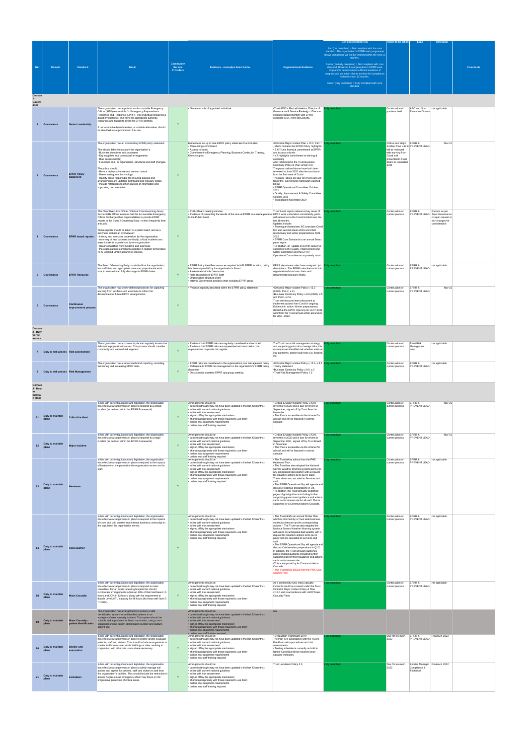| Ref | Domain | Standard | Detail | Community Service Providers | Evidence - examples listed below | Organisational Evidence | Self assessment RAG<br><br>Red (not compliant) = Not compliant with the core standard. The organisation's EPRR work programme shows compliance will not be reached within the next 12 months.<br><br>Amber (partially compliant) = Not compliant with core standard. However, the organisation's EPRR work programme demonstrates sufficient evidence of progress and an action plan to achieve full compliance within the next 12 months.<br><br>Green (fully compliant) = Fully compliant with core standard. | Action to be taken | Lead | Timescale | Comments |
|---|---|---|---|---|---|---|---|---|---|---|---|
| **Domain 1 - Governance** | | | | | | | | | | | |
| 1 | Governance | Senior Leadership | The organisation has appointed an Accountable Emergency Officer (AEO) responsible for Emergency Preparedness Resilience and Response (EPRR). This individual should be a board level director, and have the appropriate authority, resources and budget to direct the EPRR portfolio.<br><br>A non-executive board member, or suitable alternative, should be identified to support them in this role. | Y | • Name and role of appointed individual | •Trust AEO is Rachel Hawkins, Director of Governance & Service Redesign. •The non executive board member with EPRR oversight is Dr. Anne McConville. | Fully compliant | Continuation of positions held | AEO and Non Executive Director | not applicable | |
| 2 | Governance | EPRR Policy Statement | The organisation has an overarching EPRR policy statement.<br><br>This should take into account the organisation's:<br>• Business objectives and processes<br>• Key suppliers and contractual arrangements<br>• Risk assessment(s)<br>• Functions and / or organisation, structural and staff changes.<br><br>The policy should:<br>• Have a review schedule and version control<br>• Use unambiguous terminology<br>• Identify those responsible for ensuring policies and arrangements are updated, distributed and regularly tested<br>• Include references to other sources of information and supporting documentation. | Y | Evidence of an up to date EPRR policy statement that includes:<br>• Resourcing commitment<br>• Access to funds<br>• Commitment to Emergency Planning, Business Continuity, Training, Exercising etc. | •Critical & Major Incident Plan v 12.0 Part 1 , which contains the EPRR Policy highlights:<br>• S.6 Trusts financial commitment to EPRR and access to funds<br>• s.7 highlights commitment to training & exercising<br>Also referenced in the Trust Business Continuity Policy & Plan version 9.0.<br>The plans outlined above have both been reviewed in June 2020 after lessons learnt from the first wave of Covid.<br>The plans above are due for review and will follow the Governance framework outlined below:<br>• EPRR Operational Committee: October 2021<br>• Quality, Improvement & Safety Committee: October 2021<br>• Trust Board: November 2021 | Fully compliant | Critical and Major Incident Plan v.12.0 will be reviewed with learning from Covid and presented to Trust Board in November 2021 | EPRR & PREVENT LEAD | Nov-21 | |
| 3 | Governance | EPRR board reports | The Chief Executive Officer / Clinical Commissioning Group Accountable Officer ensures that the Accountable Emergency Officer discharges their responsibilities to provide EPRR reports to the Board / Governing Body, no less frequently than annually.<br><br>These reports should be taken to a public board, and as a minimum, include an overview on:<br>• training and exercises undertaken by the organisation<br>• summary of any business continuity, critical incidents and major incidents experienced by the organisation<br>• lessons identified from incidents and exercises<br>• the organisation's compliance position in relation to the latest NHS England EPRR assurance process. | Y | • Public Board meeting minutes<br>• Evidence of presenting the results of the annual EPRR assurance process to the Public Board | Trust Board reports reference key areas of EPRR work undertaken consistently, partic with reference to the Covid incident over the last 18 months<br>Updates include:<br>• Training and exercises; BC exercises Covid first and second waves 2019 and 2020 respectively and winter preparedness 2021 - 2022<br>• EPRR Core Standards is an annual Board paper report.<br>• In addition, an update on EPRR activity is submitted to the Quality, Improvement and Safety Committee and the EPRR Operational Committee on a quarterly basis. | Fully compliant | Continuation of current process | EPRR & PREVENT LEAD | Reports as per Trust Governance or upon request or any changes for consideration | |
| 5 | Governance | EPRR Resource | The Board / Governing Body is satisfied that the organisation has sufficient and appropriate resource, proportionate to its size, to ensure it can fully discharge its EPRR duties. | Y | • EPRR Policy identifies resources required to fulfill EPRR function; policy has been signed off by the organisation's Board<br>• Assessment of role / resources<br>• Role description of EPRR Staff<br>• Organisation structure chart<br>• Internal Governance process chart including EPRR group | EPRR department roles have assigned job descriptions. The EPRR roles feature in both organisational structure charts and departmental structure charts. | Fully compliant | Continuation of current process | EPRR & PREVENT LEAD | not applicable | |
| 6 | Governance | Continuous improvement process | The organisation has clearly defined processes for capturing learning from incidents and exercises to inform the development of future EPRR arrangements. | Y | • Process explicitly described within the EPRR policy statement | •Critical & Major Incident Policy v. 12.0 (2020). Part 2, s.11<br>•Business Continuity Policy v.9.0 (2020), s.5 and Part L,s.2.6.<br>Trust wide lessons learnt document to implement actions from Covid in ongoing. Evidence in action: Winter preparedness debrief at the EPRR Ops Grp on 19.07.2021 will inform the Trust annual winter assurance for 2021 -2022. | Fully compliant | Continuation of current process | EPRR & PREVENT LEAD | Nov-21 | |
| **Domain 2 - Duty to risk assess** | | | | | | | | | | | |
| 7 | Duty to risk assess | Risk assessment | The organisation has a process in place to regularly assess the risks to the population it serves. This process should consider community and national risk registers. | Y | • Evidence that EPRR risks are regularly considered and recorded<br>• Evidence that EPRR risks are represented and recorded on the organisations corporate risk register | The Trust has a risk management strategy and supporting protocol to manage risks; this encompasses identified risk whether national e.g. pandemic; and/or local risks e.g. flooding etc. | Fully compliant | Continuation of current process | Trust Risk Management Lead | not applicable | |
| 8 | Duty to risk assess | Risk Management | The organisation has a robust method of reporting, recording, monitoring and escalating EPRR risks. | Y | • EPRR risks are considered in the organisation's risk management policy<br>• Reference to EPRR risk management in the organisation's EPRR policy document<br>• Discussed at quarterly EPRR ops group meeting | •Critical & Major Incident Policy v. 12.0, s.5.2 ; Policy statement<br>•Business Continuity Policy v.9.0, s.3<br>•Trust Risk Management Policy 1.3 | Fully compliant | Continuation of current process | EPRR & PREVENT LEAD | not applicable | |
| **Domain 3 - Duty to maintain plans** | | | | | | | | | | | |
| 11 | Duty to maintain plans | Critical incident | In line with current guidance and legislation, the organisation has effective arrangements in place to respond to a critical incident (as defined within the EPRR Framework). | Y | Arrangements should be:<br>• current (although may not have been updated in the last 12 months)<br>• in line with current national guidance<br>• in line with risk assessment<br>• signed off by the appropriate mechanism<br>• shared appropriately with those required to use them<br>• outline any equipment requirements<br>• outline any staff training required | • Critical & Major Incident Policy v 12.0 reviewed in 2020 and is due for review in September, signed off by Trust Board in November<br>• The Plan is accessible via the intranet for all staff and will be featured in comms cascade. | Fully compliant | Continuation of current process | EPRR & PREVENT LEAD | Nov-21 | |
| 12 | Duty to maintain plans | Major incident | In line with current guidance and legislation, the organisation has effective arrangements in place to respond to a major incident (as defined within the EPRR Framework). | Y | Arrangements should be:<br>• current (although may not have been updated in the last 12 months)<br>• in line with current national guidance<br>• in line with risk assessment<br>• signed off by the appropriate mechanism<br>• shared appropriately with those required to use them<br>• outline any equipment requirements<br>• outline any staff training required | • Critical & Major Incident Policy v 12.0, reviewed in 2020 and is due for review in September 2021, signed off by Trust Board in November<br>• The Plan is accessible via the intranet for all staff and will be featured in comms cascade. | Fully compliant | Continuation of current process | EPRR & PREVENT LEAD | Nov-21 | |
| 13 | Duty to maintain plans | Heatwave | In line with current guidance and legislation, the organisation has effective arrangements in place to respond to the impacts of heatwave on the population the organisation serves and its staff. | Y | Arrangements should be:<br>• current (although may not have been updated in the last 12 months)<br>• in line with current national guidance<br>• in line with risk assessment<br>• signed off by the appropriate mechanism<br>• shared appropriately with those required to use them<br>• outline any equipment requirements<br>• outline any staff training required | • The Trust takes advice from the PHE Heatwave Plan<br>• The Trust has also adopted the National Severe Weather Warning system alerts it to any anticipated bad weather with a request for proactive actions to be put in place. These alerts are cascaded to Services and staff.<br>• The EPRR Operational Grp will agenda and discuss Heatwave preparations in Q4.<br>• In addition, the Trust annually publishes pages of good guidance including further supporting government guidance and actions cards on its intranet site for all staff. This is supported by a Communications Cascade. | Fully compliant | Continuation of current process | EPRR & PREVENT LEAD | not applicable | |
| 14 | Duty to maintain plans | Cold weather | In line with current guidance and legislation, the organisation has effective arrangements in place to respond to the impacts of snow and cold weather (not internal business continuity) on the population the organisation serves. | Y | Arrangements should be:<br>• current (although may not have been updated in the last 12 months)<br>• in line with current national guidance<br>• in line with risk assessment<br>• signed off by the appropriate mechanism<br>• shared appropriately with those required to use them<br>• outline any equipment requirements<br>• outline any staff training required | • The Trust drafts an annual Winter Plan which is informed by a Trust wide business continuity exercise and its corresponding actions. • The Trust has also adopted the National Severe Weather Warning system with alerts on anticipated bad weather with a request for proactive actions to be put in place that are cascaded to Services and staff.<br>• The EPRR Operational Grp will agenda and discuss Cold weather preparations in Q1/2. In addition, the Trust annually publishes pages of good guidance including further supporting government guidance and actions cards on its intranet site.<br>•This is supported by its Communications Cascade.<br>• The Trust takes advice from the PHE Cold weather Plan | Fully compliant | Continuation of current process | EPRR & PREVENT LEAD | not applicable | |
| 18 | Duty to maintain plans | Mass Casualty | In line with current guidance and legislation, the organisation has effective arrangements in place to respond to mass casualties. For an acute receiving hospital this should incorporate arrangements to free-up 10% of their bed base in 6 hours and 20% in 12 hours, along with the requirement to double Level 3 ITU capacity for 96 hours (for those with level 3 ITU bed). | Y | Arrangements should be:<br>• current (although may not have been updated in the last 12 months)<br>• in line with current national guidance<br>• in line with risk assessment<br>• signed off by the appropriate mechanism<br>• shared appropriately with those required to use them<br>• outline any equipment requirements<br>• outline any staff training required | As a community trust, mass casualty incidents would be covered under the Trust Critical & Major Incident Policy & Plan v.12.0 and in accordance with LHRP Mass Casualty Plans | Fully compliant | Continuation of current process | EPRR & PREVENT LEAD | not applicable | |
| 19 | Duty to maintain plans | Mass Casualty - patient identification | The organisation has arrangements to ensure a safe identification system for unidentified patients in an emergency/mass casualty incident. This system should be suitable and appropriate for blood transfusion, using a non-sequential unique patient identification number and capture patient sex. | | Arrangements should be:<br>• current (although may not have been updated in the last 12 months)<br>• in line with current national guidance<br>• in line with risk assessment<br>• signed off by the appropriate mechanism<br>• shared appropriately with those required to use them<br>• outline any equipment requirements<br>• outline any staff training required | n/a | | | | | |
| 20 | Duty to maintain plans | Shelter and evacuation | In line with current guidance and legislation, the organisation has effective arrangements in place to shelter and/or evacuate patients, staff and visitors. This should include arrangements to shelter and/or evacuate, whole buildings or sites, working in conjunction with other site users where necessary. | Y | Arrangements should be:<br>• current (although may not have been updated in the last 12 months)<br>• in line with current national guidance<br>• in line with risk assessment<br>• signed off by the appropriate mechanism<br>• shared appropriately with those required to use them<br>• outline any equipment requirements<br>• outline any staff training required | • Evacuation Framework 2019<br>The Plan is in accordance with the Trust's Fire Evacuation procedures and risk assessments<br>• Testing schedule is currently on hold in light of Covid but will be resumed once capacity increases. | Fully compliant | Due for review in 2022 | EPRR & PREVENT LEAD | Review in 2022 | |
| 21 | Duty to maintain plans | Lockdown | In line with current guidance and legislation, the organisation has effective arrangements in place to safely manage site access and egress for patients, staff and visitors to and from the organisation's facilities. This should include the restriction of access / egress in an emergency which may focus on the progressive protection of critical areas. | Y | Arrangements should be:<br>• current (although may not have been updated in the last 12 months)<br>• in line with current national guidance<br>• in line with risk assessment<br>• signed off by the appropriate mechanism<br>• shared appropriately with those required to use them<br>• outline any equipment requirements<br>• outline any staff training required | Trust Lockdown Policy 2.5 | Fully compliant | Due for review in 2022 | Estates Manager Compliance & Technical | Review in 2022 | |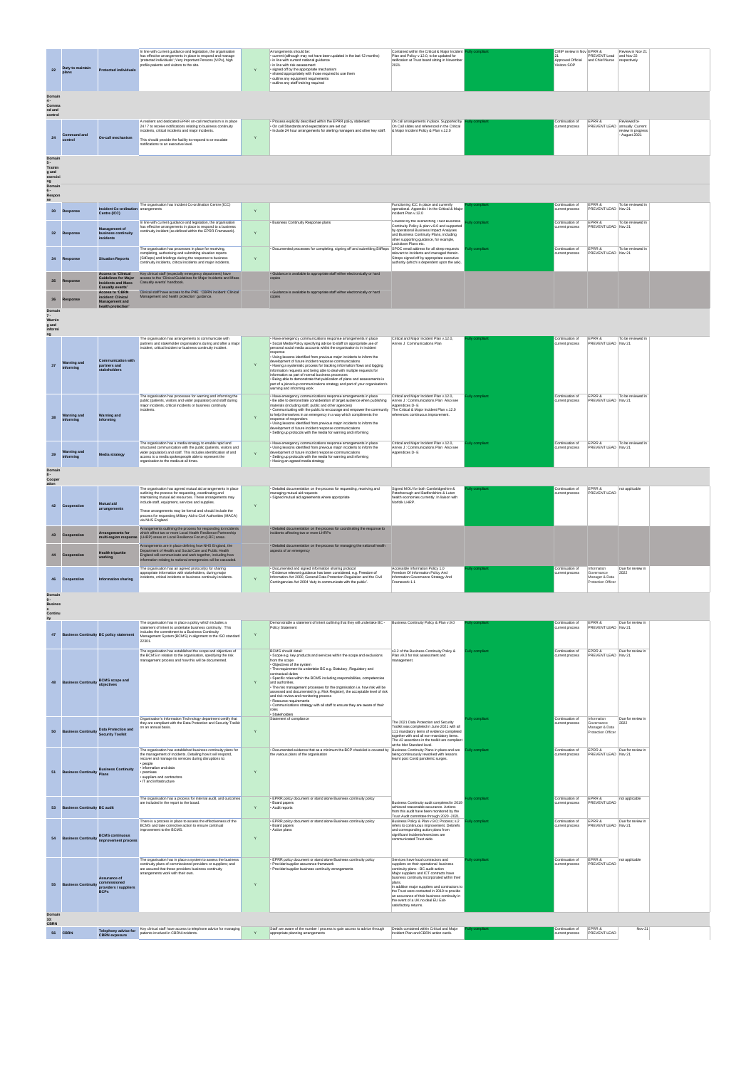| | | | | | | | | | | | |
|---|---|---|---|---|---|---|---|---|---|---|---|
| 22 | Duty to maintain plans | Protected individuals | In line with current guidance and legislation, the organisation has effective arrangements in place to respond and manage 'protected individuals'; Very Important Persons (VIPs), high profile patients and visitors to the site. | Y | Arrangements should be:<br>• current (although may not have been updated in the last 12 months)<br>• in line with current national guidance<br>• in line with risk assessment<br>• signed off by the appropriate mechanism<br>• shared appropriately with those required to use them<br>• outline any equipment requirements<br>• outline any staff training required | Contained within the Critical & Major Incident Plan and Policy v.12.0, to be updated for ratification at Trust board sitting in November 2021. | Fully compliant | CMIP review in Nov 21<br>Approved Official Visitors SOP | EPRR & PREVENT Lead and Chief Nurse | Review in Nov 21 and Nov 22 respectively | |
| Domain 4 - Command and control | | | | | | | | | | | |
| 24 | Command and control | On-call mechanism | A resilient and dedicated EPRR on-call mechanism is in place 24 / 7 to receive notifications relating to business continuity incidents, critical incidents and major incidents.<br><br>This should provide the facility to respond to or escalate notifications to an executive level. | Y | • Process explicitly described within the EPRR policy statement<br>• On call Standards and expectations are set out<br>• Include 24 hour arrangements for alerting managers and other key staff. | On call arrangements in place. Supported by On Call rotas and referenced in the Critical & Major Incident Policy & Plan v.12.0 | Fully compliant | Continuation of current process | EPRR & PREVENT LEAD | Reviewed bi-annually. Current review in progress - August 2021 | |
| Domain 5 - Training and exercising | | | | | | | | | | | |
| Domain 6 - Response | | | | | | | | | | | |
| 30 | Response | Incident Co-ordination Centre (ICC) | The organisation has Incident Co-ordination Centre (ICC) arrangements | Y | | Functioning ICC in place and currently operational. Appendix I in the Critical & Major Incident Plan v.12.0 | Fully compliant | Continuation of current process | EPRR & PREVENT LEAD | To be reviewed in Nov 21 | |
| 32 | Response | Management of business continuity incidents | In line with current guidance and legislation, the organisation has effective arrangements in place to respond to a business continuity incident (as defined within the EPRR Framework). | Y | • Business Continuity Response plans | Covered by the overarching Trust Business Continuity Policy & plan v.9.0 and supported by operational Business Impact Analyses and Business Continuity Plans, including other supporting guidance, for example, Lockdown Plans etc. | Fully compliant | Continuation of current process | EPRR & PREVENT LEAD | To be reviewed in Nov 21 | |
| 34 | Response | Situation Reports | The organisation has processes in place for receiving, completing, authorising and submitting situation reports (SitReps) and briefings during the response to business continuity incidents, critical incidents and major incidents. | Y | • Documented processes for completing, signing off and submitting SitReps | SPOC email address for all sitrep requests relevant to incidents and managed therein. Sitreps signed off by appropriate executive authority (which is dependent upon the ask). | Fully compliant | Continuation of current process | EPRR & PREVENT LEAD | To be reviewed in Nov 21 | |
| 35 | Response | Access to 'Clinical Guidelines for Major Incidents and Mass Casualty events' | Key clinical staff (especially emergency department) have access to the 'Clinical Guidelines for Major Incidents and Mass Casualty events' handbook. | | • Guidance is available to appropriate staff either electronically or hard copies | | | | | | |
| 36 | Response | Access to 'CBRN incident: Clinical Management and health protection' | Clinical staff have access to the PHE 'CBRN incident: Clinical Management and health protection' guidance. | | • Guidance is available to appropriate staff either electronically or hard copies | | | | | | |
| Domain 7 - Warning and informing | | | | | | | | | | | |
| 37 | Warning and informing | Communication with partners and stakeholders | The organisation has arrangements to communicate with partners and stakeholder organisations during and after a major incident, critical incident or business continuity incident. | Y | • Have emergency communications response arrangements in place<br>• Social Media Policy specifying advice to staff on appropriate use of personal social media accounts whilst the organisation is in incident response<br>• Using lessons identified from previous major incidents to inform the development of future incident response communications<br>• Having a systematic process for tracking information flows and logging information requests and being able to deal with multiple requests for information as part of normal business processes<br>• Being able to demonstrate that publication of plans and assessments is part of a joined-up communications strategy and part of your organisation's warning and informing work | Critical and Major Incident Plan v.12.0, Annex J: Communications Plan | Fully compliant | Continuation of current process | EPRR & PREVENT LEAD | To be reviewed in Nov 21 | |
| 38 | Warning and informing | Warning and informing | The organisation has processes for warning and informing the public (patients, visitors and wider population) and staff during major incidents, critical incidents or business continuity incidents. | Y | • Have emergency communications response arrangements in place<br>• Be able to demonstrate consideration of target audience when publishing materials (including staff, public and other agencies)<br>• Communicating with the public to encourage and empower the community to help themselves in an emergency in a way which compliments the response of responders<br>• Using lessons identified from previous major incidents to inform the development of future incident response communications<br>• Setting up protocols with the media for warning and informing | Critical and Major Incident Plan v.12.0, Annex J: Communications Plan Also see Appendices D-E<br>The Critical & Major Incident Plan v.12.0 references continuous improvement. | Fully compliant | Continuation of current process | EPRR & PREVENT LEAD | To be reviewed in Nov 21 | |
| 39 | Warning and informing | Media strategy | The organisation has a media strategy to enable rapid and structured communication with the public (patients, visitors and wider population) and staff. This includes identification of and access to a media spokespeople able to represent the organisation to the media at all times. | Y | • Have emergency communications response arrangements in place<br>• Using lessons identified from previous major incidents to inform the development of future incident response communications<br>• Setting up protocols with the media for warning and informing<br>• Having an agreed media strategy | Critical and Major Incident Plan v.12.0, Annex J: Communications Plan Also see Appendices D-E | Fully compliant | Continuation of current process | EPRR & PREVENT LEAD | To be reviewed in Nov 21 | |
| Domain 8 - Cooperation | | | | | | | | | | | |
| 42 | Cooperation | Mutual aid arrangements | The organisation has agreed mutual aid arrangements in place outlining the process for requesting, coordinating and maintaining mutual aid resources. These arrangements may include staff, equipment, services and supplies.<br><br>These arrangements may be formal and should include the process for requesting Military Aid to Civil Authorities (MACA) via NHS England. | Y | • Detailed documentation on the process for requesting, receiving and managing mutual aid requests<br>• Signed mutual aid agreements where appropriate | Signed MOU for both Cambridgeshire & Peterborough and Bedfordshire & Luton health economies currently. In liaison with Norfolk LHRP. | Fully compliant | Continuation of current process | EPRR & PREVENT LEAD | not applicable | |
| 43 | Cooperation | Arrangements for multi-region response | Arrangements outlining the process for responding to incidents which affect two or more Local Health Resilience Partnership (LHRP) areas or Local Resilience Forum (LRF) areas. | | • Detailed documentation on the process for coordinating the response to incidents affecting two or more LHRPs | | | | | | |
| 44 | Cooperation | Health tripartite working | Arrangements are in place defining how NHS England, the Department of Health and Social Care and Public Health England will communicate and work together, including how information relating to national emergencies will be cascaded. | | • Detailed documentation on the process for managing the national health aspects of an emergency | | | | | | |
| 46 | Cooperation | Information sharing | The organisation has an agreed protocol(s) for sharing appropriate information with stakeholders, during major incidents, critical incidents or business continuity incidents. | Y | • Documented and signed information sharing protocol<br>• Evidence relevant guidance has been considered, e.g. Freedom of Information Act 2000, General Data Protection Regulation and the Civil Contingencies Act 2004 'duty to communicate with the public'. | Accessible information Policy 3.0<br>Freedom Of Information Policy And Information Governance Strategy And Framework 1.1 | Fully compliant | Continuation of current process | Information Governance Manager & Data Protection Officer | Due for review in 2022 | |
| Domain 9 - Business Continuity | | | | | | | | | | | |
| 47 | Business Continuity | BC policy statement | The organisation has in place a policy which includes a statement of intent to undertake business continuity. This includes the commitment to a Business Continuity Management System (BCMS) in alignment to the ISO standard 22301. | Y | Demonstrable a statement of intent outlining that they will undertake BC - Policy Statement | Business Continuity Policy & Plan v.9.0 | Fully compliant | Continuation of current process | EPRR & PREVENT LEAD | Due for review in Nov 21 | |
| 48 | Business Continuity | BCMS scope and objectives | The organisation has established the scope and objectives of the BCMS in relation to the organisation, specifying the risk management process and how this will be documented. | Y | BCMS should detail:<br>• Scope e.g. key products and services within the scope and exclusions from the scope<br>• Objectives of the system<br>• The requirement to undertake BC e.g. Statutory, Regulatory and contractual duties<br>• Specific roles within the BCMS including responsibilities, competencies and authorities.<br>• The risk management processes for the organisation i.e. how risk will be assessed and documented (e.g. Risk Register), the acceptable level of risk and risk review and monitoring process<br>• Resource requirements<br>• Communications strategy with all staff to ensure they are aware of their roles<br>• Stakeholders | s3.2 of the Business Continuity Policy & Plan v9.0 for risk assessment and management. | Fully compliant | Continuation of current process | EPRR & PREVENT LEAD | Due for review in Nov 21 | |
| 50 | Business Continuity | Data Protection and Security Toolkit | Organisation's Information Technology department certify that they are compliant with the Data Protection and Security Toolkit on an annual basis. | Y | Statement of compliance | The 2021 Data Protection and Security Toolkit was completed in June 2021 with all 111 mandatory items of evidence completed together with all all non-mandatory items. The 42 assertions in the toolkit are compliant at the Met Standard level. | Fully compliant | Continuation of current process | Information Governance Manager & Data Protection Officer | Due for review in 2022 | |
| 51 | Business Continuity | Business Continuity Plans | The organisation has established business continuity plans for the management of incidents. Detailing how it will respond, recover and manage its services during disruptions to:<br>• people<br>• information and data<br>• premises<br>• suppliers and contractors<br>• IT and infrastructure | Y | • Documented evidence that as a minimum the BCP checklist is covered by the various plans of the organisation | Business Continuity Plans in place and are being continuously reworked with lessons learnt post Covid pandemic surges. | Fully compliant | Continuation of current process | EPRR & PREVENT LEAD | Due for review in Nov 21 | |
| 53 | Business Continuity | BC audit | The organisation has a process for internal audit, and outcomes are included in the report to the board. | Y | • EPRR policy document or stand alone Business continuity policy<br>• Board papers<br>• Audit reports | Business Continuity audit completed in 2019 achieved reasonable assurance. Actions from this audit have been monitored by the Trust Audit committee through 2020 -2021. | Fully compliant | Continuation of current process | EPRR & PREVENT LEAD | not applicable | |
| 54 | Business Continuity | BCMS continuous improvement process | There is a process in place to assess the effectiveness of the BCMS and take corrective action to ensure continual improvement to the BCMS. | Y | • EPRR policy document or stand alone Business continuity policy<br>• Board papers<br>• Action plans | Business Policy & Plan v.9.0; Process; s.2 refers to continuous improvement. Debriefs and corresponding action plans from significant incidents/exercises are communicated Trust wide. | Fully compliant | Continuation of current process | EPRR & PREVENT LEAD | Due for review in Nov 21 | |
| 55 | Business Continuity | Assurance of commissioned providers / suppliers BCPs | The organisation has in place a system to assess the business continuity plans of commissioned providers or suppliers; and are assured that these providers business continuity arrangements work with their own. | Y | • EPRR policy document or stand alone Business continuity policy<br>• Provider/supplier assurance framework<br>• Provider/supplier business continuity arrangements | Services have local contractors and suppliers on their operational business continuity plans - BC audit action Major suppliers and ICT contracts have business continuity incorporated within their plans.<br>In addition major suppliers and contractors to the Trust were contacted in 2019 to provide an assurance of their business continuity in the event of a UK no deal EU Exit-satisfactory returns. | Fully compliant | Continuation of current process | EPRR & PREVENT LEAD | not applicable | |
| Domain 10: CBRN | | | | | | | | | | | |
| 56 | CBRN | Telephony advice for CBRN exposure | Key clinical staff have access to telephone advice for managing patients involved in CBRN incidents. | Y | Staff are aware of the number / process to gain access to advice through appropriate planning arrangements | Details contained within Critical and Major Incident Plan and CBRN action cards. | Fully compliant | Continuation of current process | EPRR & PREVENT LEAD | Nov-21 | |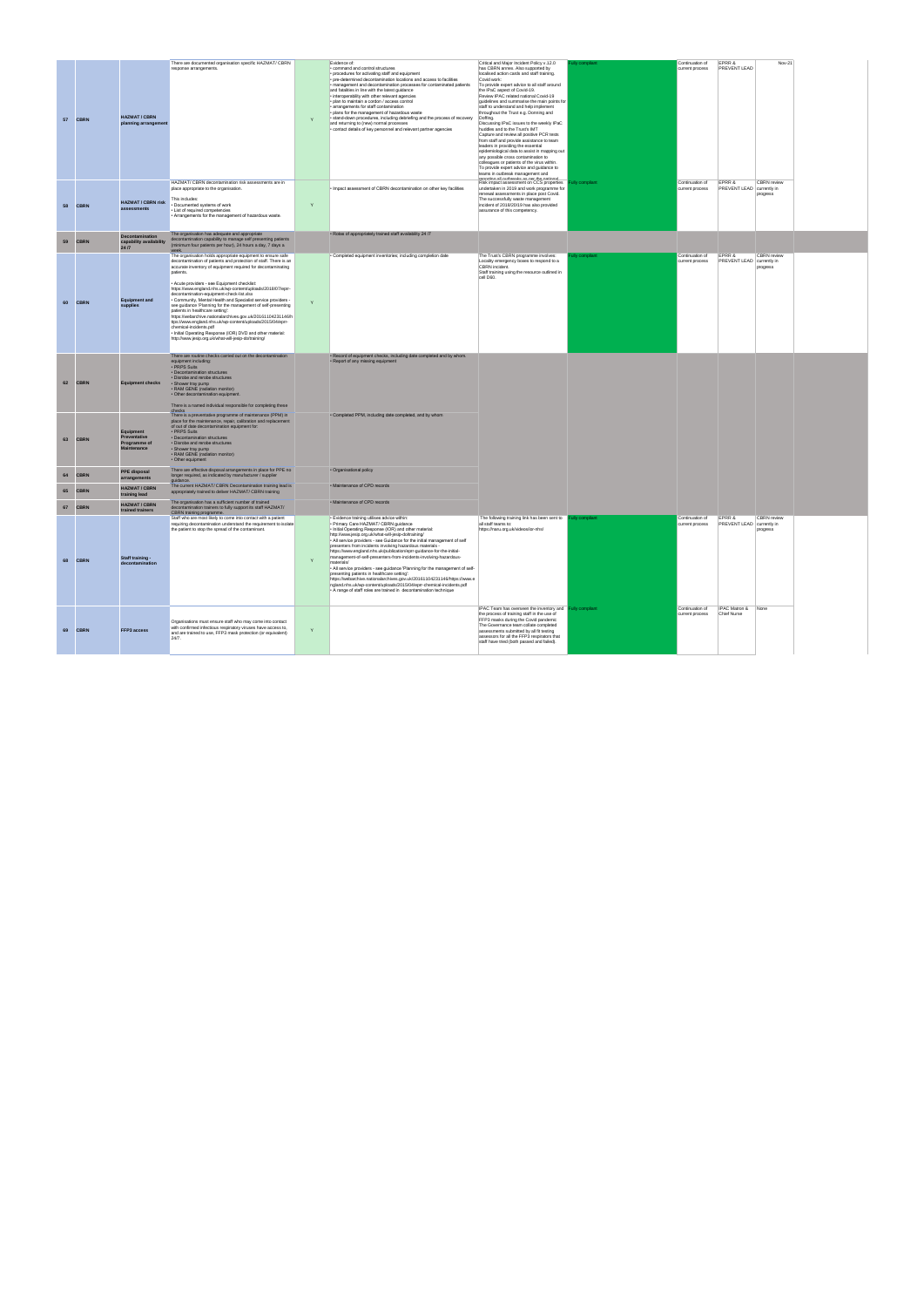| | | | | | | | | | | |
|---|---|---|---|---|---|---|---|---|---|---|
| 57 | CBRN | HAZMAT / CBRN planning arrangement | There are documented organisation specific HAZMAT/ CBRN response arrangements. | Y | Evidence of:<br>• command and control structures<br>• procedures for activating staff and equipment<br>• pre-determined decontamination locations and access to facilities<br>• management and decontamination processes for contaminated patients and fatalities in line with the latest guidance<br>• interoperability with other relevant agencies<br>• plan to maintain a cordon / access control<br>• arrangements for staff contamination<br>• plans for the management of hazardous waste<br>• stand-down procedures, including debriefing and the process of recovery and returning to (new) normal processes<br>• contact details of key personnel and relevant partner agencies | Critical and Major Incident Policy v.12.0 has CBRN annex. Also supported by localised action cards and staff training.<br>Covid work:<br>To provide expert advice to all staff around the IPaC aspect of Covid-19.<br>Review IPAC related national Covid-19 guidelines and summarise the main points for staff to understand and help implement throughout the Trust e.g. Donning and Doffing.<br>Discussing IPaC issues to the weekly IPaC huddles and to the Trust's IMT<br>Capture and review all positive PCR tests from staff and provide assistance to team leaders in providing the essential epidemiological data to assist in mapping out any possible cross contamination to colleagues or patients of the virus within.<br>To provide expert advice and guidance to teams in outbreak management and reporting all outbreaks as per the national | Fully compliant | Continuation of current process | EPRR & PREVENT LEAD | Nov-21 |
| 58 | CBRN | HAZMAT / CBRN risk assessments | HAZMAT/ CBRN decontamination risk assessments are in place appropriate to the organisation.<br><br>This includes:<br>• Documented systems of work<br>• List of required competencies<br>• Arrangements for the management of hazardous waste. | Y | • Impact assessment of CBRN decontamination on other key facilities | Risk impact assessment on CCS properties undertaken in 2019 and work programme for renewal assessments in place post Covid.<br>The successfully waste management incident of 2018/2019 has also provided assurance of this competency. | Fully compliant | Continuation of current process | EPRR & PREVENT LEAD | CBRN review currently in progress |
| 59 | CBRN | Decontamination capability availability 24 /7 | The organisation has adequate and appropriate decontamination capability to manage self presenting patients (minimum four patients per hour), 24 hours a day, 7 days a week. | | • Rotas of appropriately trained staff availability 24 /7 | | | | | |
| 60 | CBRN | Equipment and supplies | The organisation holds appropriate equipment to ensure safe decontamination of patients and protection of staff. There is an accurate inventory of equipment required for decontaminating patients.<br><br>• Acute providers - see Equipment checklist: https://www.england.nhs.uk/wp-content/uploads/2018/07/eprr-decontamination-equipment-check-list.xlsx<br>• Community, Mental Health and Specialist service providers - see guidance 'Planning for the management of self-presenting patients in healthcare setting':<br>https://webarchive.nationalarchives.gov.uk/20161104231146/https://www.england.nhs.uk/wp-content/uploads/2015/04/eprr-chemical-incidents.pdf<br>• Initial Operating Response (IOR) DVD and other material: http://www.jesip.org.uk/what-will-jesip-do/training/ | Y | • Completed equipment inventories; including completion date | The Trust's CBRN programme involves:<br>Locality emergency boxes to respond to a CBRN incident.<br>Staff training using the resource outlined in cell D60. | Fully compliant | Continuation of current process | EPRR & PREVENT LEAD | CBRN review currently in progress |
| 62 | CBRN | Equipment checks | There are routine checks carried out on the decontamination equipment including:<br>• PRPS Suits<br>• Decontamination structures<br>• Disrobe and rerobe structures<br>• Shower tray pump<br>• RAM GENE (radiation monitor)<br>• Other decontamination equipment.<br><br>There is a named individual responsible for completing these checks | | • Record of equipment checks, including date completed and by whom.<br>• Report of any missing equipment | | | | | |
| 63 | CBRN | Equipment Preventative Programme of Maintenance | There is a preventative programme of maintenance (PPM) in place for the maintenance, repair, calibration and replacement of out of date decontamination equipment for:<br>• PRPS Suits<br>• Decontamination structures<br>• Disrobe and rerobe structures<br>• Shower tray pump<br>• RAM GENE (radiation monitor)<br>• Other equipment | | • Completed PPM, including date completed, and by whom | | | | | |
| 64 | CBRN | PPE disposal arrangements | There are effective disposal arrangements in place for PPE no longer required, as indicated by manufacturer / supplier guidance. | | • Organisational policy | | | | | |
| 65 | CBRN | HAZMAT / CBRN training lead | The current HAZMAT/ CBRN Decontamination training lead is appropriately trained to deliver HAZMAT/ CBRN training | | • Maintenance of CPD records | | | | | |
| 67 | CBRN | HAZMAT / CBRN trained trainers | The organisation has a sufficient number of trained decontamination trainers to fully support its staff HAZMAT/ CBRN training programme. | | • Maintenance of CPD records | | | | | |
| 68 | CBRN | Staff training - decontamination | Staff who are most likely to come into contact with a patient requiring decontamination understand the requirement to isolate the patient to stop the spread of the contaminant. | Y | • Evidence training utilises advice within:<br>• Primary Care HAZMAT/ CBRN guidance<br>• Initial Operating Response (IOR) and other material: http://www.jesip.org.uk/what-will-jesip-do/training/<br>• All service providers - see Guidance for the initial management of self presenters from incidents involving hazardous materials - https://www.england.nhs.uk/publication/eprr-guidance-for-the-initial-management-of-self-presenters-from-incidents-involving-hazardous-materials/<br>• All service providers - see guidance 'Planning for the management of self-presenting patients in healthcare setting':<br>https://webarchive.nationalarchives.gov.uk/20161104231146/https://www.england.nhs.uk/wp-content/uploads/2015/04/eprr-chemical-incidents.pdf<br>• A range of staff roles are trained in decontamination technique | The following training link has been sent to all staff teams to:<br>https://naru.org.uk/videos/ior-nhs/ | Fully compliant | Continuation of current process | EPRR & PREVENT LEAD | CBRN review currently in progress |
| 69 | CBRN | FFP3 access | Organisations must ensure staff who may come into contact with confirmed infectious respiratory viruses have access to, and are trained to use, FFP3 mask protection (or equivalent) 24/7. | Y | | IPAC Team has overseen the inventory and the process of training staff in the use of FFP3 masks during the Covid pandemic<br>The Governance team collate completed assessments submitted by all fit testing assessors for all the FFP3 respirators that staff have tried (both passed and failed). | Fully compliant | Continuation of current process | IPAC Matron & Chief Nurse | None |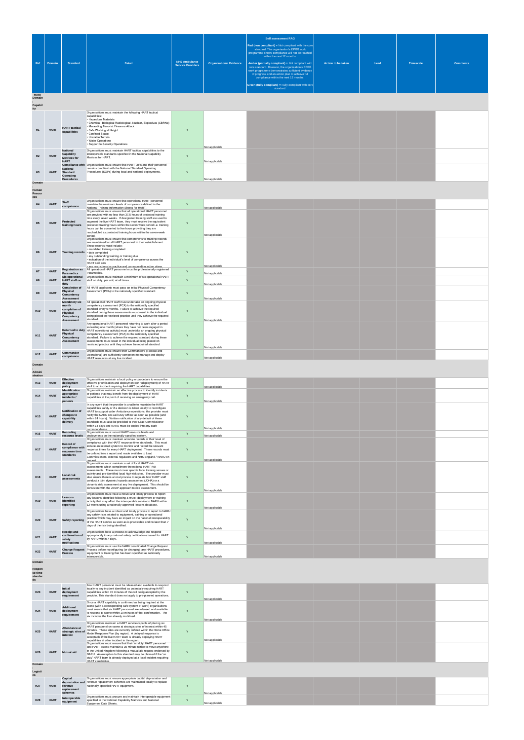| Ref | Domain | Standard | Detail | NHS Ambulance Service Providers | Organisational Evidence | Self assessment RAG<br><br>Red (non compliant) = Not compliant with the core standard. The organisation's EPRR work programme shows compliance will not be reached within the next 12 months.<br><br>Amber (partially compliant) = Not compliant with core standard. However, the organisation's EPRR work programme demonstrates sufficient evidence of progress and an action plan to achieve full compliance within the next 12 months.<br><br>Green (fully compliant) = Fully compliant with core standard. | Action to be taken | Lead | Timescale | Comments |
|---|---|---|---|---|---|---|---|---|---|---|
| **HART Domain : Capability** | | | | | | | | | | |
| H1 | HART | HART tactical capabilities | Organisations must maintain the following HART tactical capabilities:<br>• Hazardous Materials<br>• Chemical, Biological Radiological, Nuclear, Explosives (CBRNe)<br>• Marauding Terrorist Firearms Attack<br>• Safe Working at Height<br>• Confined Space<br>• Unstable Terrain<br>• Water Operations<br>• Support to Security Operations | Y | Not applicable | | | | | |
| H2 | HART | National Capability Matrices for HART | Organisations must maintain HART tactical capabilities to the interoperable standards specified in the National Capability Matrices for HART. | Y | Not applicable | | | | | |
| H3 | HART | Compliance with National Standard Operating Procedures | Organisations must ensure that HART units and their personnel remain compliant with the National Standard Operating Procedures (SOPs) during local and national deployments. | Y | Not applicable | | | | | |
| **Domain : Human Resources** | | | | | | | | | | |
| H4 | HART | Staff competence | Organisations must ensure that operational HART personnel maintain the minimum levels of competence defined in the National Training Information Sheets for HART. | Y | Not applicable | | | | | |
| H5 | HART | Protected training hours | Organisations must ensure that all operational HART personnel are provided with no less than 37.5 hours of protected training time every seven weeks. If designated training staff are used to augment the live HART team, they must receive the equivalent protected training hours within the seven week period i.e. training hours can be converted to live hours providing they are rescheduled as protected training hours within the seven-week period. | Y | Not applicable | | | | | |
| H6 | HART | Training records | Organisations must ensure that comprehensive training records are maintained for all HART personnel in their establishment. These records must include:<br>• mandated training completed<br>• date completed<br>• any outstanding training or training due<br>• indication of the individual's level of competence across the HART skill sets<br>• any restrictions in practice and corresponding action plans. | Y | Not applicable | | | | | |
| H7 | HART | Registration as Paramedics | All operational HART personnel must be professionally registered Paramedics. | Y | Not applicable | | | | | |
| H8 | HART | Six operational HART staff on duty | Organisations must maintain a minimum of six operational HART staff on duty, per unit, at all times. | Y | Not applicable | | | | | |
| H9 | HART | Completion of Physical Competency Assessment | All HART applicants must pass an initial Physical Competency Assessment (PCA) to the nationally specified standard. | Y | Not applicable | | | | | |
| H10 | HART | Mandatory six month completion of Physical Competency Assessment | All operational HART staff must undertake an ongoing physical competency assessment (PCA) to the nationally specified standard every 6 months. Failure to achieve the required standard during these assessments must result in the individual being placed on restricted practice until they achieve the required standard. | Y | Not applicable | | | | | |
| H11 | HART | Returned to duty Physical Competency Assessment | Any operational HART personnel returning to work after a period exceeding one month (where they have not been engaged in HART operational activity) must undertake an ongoing physical competency assessment (PCA) to the nationally specified standard. Failure to achieve the required standard during these assessments must result in the individual being placed on restricted practice until they achieve the required standard. | Y | Not applicable | | | | | |
| H12 | HART | Commander competence | Organisations must ensure their Commanders (Tactical and Operational) are sufficiently competent to manage and deploy HART resources at any live incident. | Y | Not applicable | | | | | |
| **Domain : Administration** | | | | | | | | | | |
| H13 | HART | Effective deployment policy | Organisations maintain a local policy or procedure to ensure the effective prioritisation and deployment (or redeployment) of HART staff to an incident requiring the HART capabilities. | Y | Not applicable | | | | | |
| H14 | HART | Identification appropriate incidents / patients | Organisations maintain an effective process to identify incidents or patients that may benefit from the deployment of HART capabilities at the point of receiving an emergency call. | Y | Not applicable | | | | | |
| H15 | HART | Notification of changes to capability delivery | In any event that the provider is unable to maintain the HART capabilities safely or if a decision is taken locally to reconfigure HART to support wider Ambulance operations, the provider must notify the NARU On-Call Duty Officer as soon as possible (and within 24 hours). Written notification of any default of these standards must also be provided to their Lead Commissioner within 14 days and NARU must be copied into any such correspondence. | Y | Not applicable | | | | | |
| H16 | HART | Recording resource levels | Organisations must record HART resource levels and deployments on the nationally specified system. | Y | Not applicable | | | | | |
| H17 | HART | Record of compliance with response time standards | Organisations must maintain accurate records of their level of compliance with the HART response time standards. This must include an internal system to monitor and record the relevant response times for every HART deployment. These records must be collated into a report and made available to Lead Commissioners, external regulators and NHS England / NARU on request. | Y | Not applicable | | | | | |
| H18 | HART | Local risk assessments | Organisations must maintain a set of local HART risk assessments which compliment the national HART risk assessments. These must cover specific local training venues or activity and pre-identified local high-risk sites. The provider must also ensure there is a local process to regulate how HART staff conduct a joint dynamic hazards assessment (JDHA) or a dynamic risk assessment at any live deployment. This should be consistent with the JESIP approach to risk assessment. | Y | Not applicable | | | | | |
| H19 | HART | Lessons identified reporting | Organisations must have a robust and timely process to report any lessons identified following a HART deployment or training activity that may affect the interoperable service to NARU within 12 weeks using a nationally approved lessons database. | Y | Not applicable | | | | | |
| H20 | HART | Safety reporting | Organisations have a robust and timely process to report to NARU any safety risks related to equipment, training or operational practice which may have an impact on the national interoperability of the HART service as soon as is practicable and no later than 7 days of the risk being identified. | Y | Not applicable | | | | | |
| H21 | HART | Receipt and confirmation of safety notifications | Organisations have a process to acknowledge and respond appropriately to any national safety notifications issued for HART by NARU within 7 days. | Y | Not applicable | | | | | |
| H22 | HART | Change Request Process | Organisations must use the NARU coordinated Change Request Process before reconfiguring (or changing) any HART procedures, equipment or training that has been specified as nationally interoperable. | Y | Not applicable | | | | | |
| **Domain : Response time standards** | | | | | | | | | | |
| H23 | HART | Initial deployment requirement | Four HART personnel must be released and available to respond locally to any incident identified as potentially requiring HART capabilities within 15 minutes of the call being accepted by the provider. This standard does not apply to pre-planned operations. | Y | Not applicable | | | | | |
| H24 | HART | Additional deployment requirement | Once a HART capability is confirmed as being required at the scene (with a corresponding safe system of work) organisations must ensure that six HART personnel are released and available to respond to scene within 10 minutes of that confirmation. The six includes the four already mobilised. | Y | Not applicable | | | | | |
| H25 | HART | Attendance at strategic sites of interest | Organisations maintain a HART service capable of placing six HART personnel on-scene at strategic sites of interest within 45 minutes. These sites are currently defined within the Home Office Model Response Plan (by region). A delayed response is acceptable if the live HART team is already deploying HART capabilities at other incident in the region. | Y | Not applicable | | | | | |
| H26 | HART | Mutual aid | Organisations must ensure that their 'on duty' HART personnel and HART assets maintain a 30 minute notice to move anywhere in the United Kingdom following a mutual aid request endorsed by NARU. An exception to this standard may be claimed if the 'on duty' HART team is already deployed at a local incident requiring HART capabilities. | Y | Not applicable | | | | | |
| **Domain : Logistics** | | | | | | | | | | |
| H27 | HART | Capital depreciation and revenue replacement schemes | Organisations must ensure appropriate capital depreciation and revenue replacement schemes are maintained locally to replace nationally specified HART equipment. | Y | Not applicable | | | | | |
| H28 | HART | Interoperable equipment | Organisations must procure and maintain interoperable equipment specified in the National Capability Matrices and National Equipment Data Sheets. | Y | Not applicable | | | | | |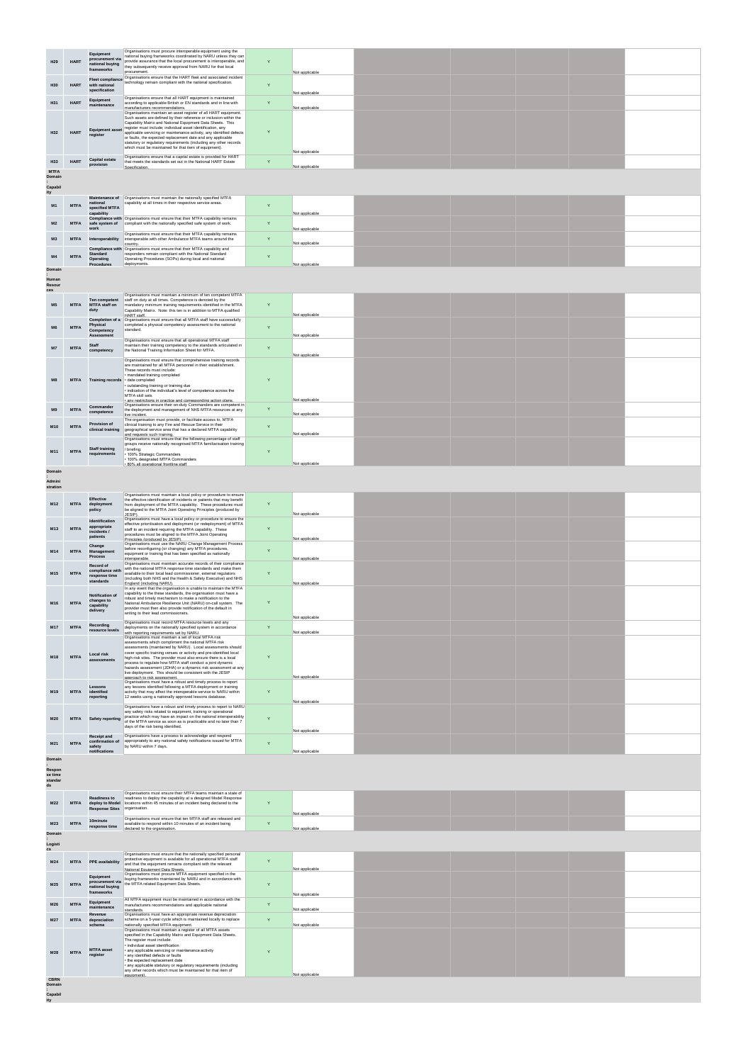| | | | | | | | | | | | |
|---|---|---|---|---|---|---|---|---|---|---|---|
| H29 | HART | Equipment procurement via national buying frameworks | Organisations must procure interoperable equipment using the national buying frameworks coordinated by NARU unless they can provide assurance that the local procurement is interoperable, and they subsequently receive approval from NARU for that local procurement. | Y | Not applicable | | | | | | |
| H30 | HART | Fleet compliance with national specification | Organisations ensure that the HART fleet and associated incident technology remain compliant with the national specification. | Y | Not applicable | | | | | | |
| H31 | HART | Equipment maintenance | Organisations ensure that all HART equipment is maintained according to applicable British or EN standards and in line with manufacturers recommendations. | Y | Not applicable | | | | | | |
| H32 | HART | Equipment asset register | Organisations maintain an asset register of all HART equipment. Such assets are defined by their reference or inclusion within the Capability Matrix and National Equipment Data Sheets. This register must include; individual asset identification, any applicable servicing or maintenance activity, any identified defects or faults, the expected replacement date and any applicable statutory or regulatory requirements (including any other records which must be maintained for that item of equipment). | Y | Not applicable | | | | | | |
| H33 | HART | Capital estate provision | Organisations ensure that a capital estate is provided for HART that meets the standards set out in the National HART Estate Specification. | Y | Not applicable | | | | | | |
| MTFA Domain : Capability | | | | | | | | | | | |
| M1 | MTFA | Maintenance of national specified MTFA capability | Organisations must maintain the nationally specified MTFA capability at all times in their respective service areas. | Y | Not applicable | | | | | | |
| M2 | MTFA | Compliance with safe system of work | Organisations must ensure that their MTFA capability remains compliant with the nationally specified safe system of work. | Y | Not applicable | | | | | | |
| M3 | MTFA | Interoperability | Organisations must ensure that their MTFA capability remains interoperable with other Ambulance MTFA teams around the country. | Y | Not applicable | | | | | | |
| M4 | MTFA | Compliance with Standard Operating Procedures | Organisations must ensure that their MTFA capability and responders remain compliant with the National Standard Operating Procedures (SOPs) during local and national deployments. | Y | Not applicable | | | | | | |
| Domain : Human Resources | | | | | | | | | | | |
| M5 | MTFA | Ten competent MTFA staff on duty | Organisations must maintain a minimum of ten competent MTFA staff on duty at all times. Competence is denoted by the mandatory minimum training requirements identified in the MTFA Capability Matrix. Note: this ten is in addition to MTFA qualified HART staff. | Y | Not applicable | | | | | | |
| M6 | MTFA | Completion of a Physical Competency Assessment | Organisations must ensure that all MTFA staff have successfully completed a physical competency assessment to the national standard. | Y | Not applicable | | | | | | |
| M7 | MTFA | Staff competency | Organisations must ensure that all operational MTFA staff maintain their training competency to the standards articulated in the National Training Information Sheet for MTFA. | Y | Not applicable | | | | | | |
| M8 | MTFA | Training records | Organisations must ensure that comprehensive training records are maintained for all MTFA personnel in their establishment. These records must include: • mandated training completed • date completed • outstanding training or training due • indication of the individual's level of competence across the MTFA skill sets • any restrictions in practice and corresponding action plans. | Y | Not applicable | | | | | | |
| M9 | MTFA | Commander competence | Organisations ensure their on-duty Commanders are competent in the deployment and management of NHS MTFA resources at any live incident. | Y | Not applicable | | | | | | |
| M10 | MTFA | Provision of clinical training | The organisation must provide, or facilitate access to, MTFA clinical training to any Fire and Rescue Service in their geographical service area that has a declared MTFA capability and requests such training. | Y | Not applicable | | | | | | |
| M11 | MTFA | Staff training requirements | Organisations must ensure that the following percentage of staff groups receive nationally recognised MTFA familiarisation training / briefing: • 100% Strategic Commanders • 100% designated MTFA Commanders • 80% all operational frontline staff | Y | Not applicable | | | | | | |
| Domain : Administration | | | | | | | | | | | |
| M12 | MTFA | Effective deployment policy | Organisations must maintain a local policy or procedure to ensure the effective identification of incidents or patients that may benefit from deployment of the MTFA capability. These procedures must be aligned to the MTFA Joint Operating Principles (produced by JESIP). | Y | Not applicable | | | | | | |
| M13 | MTFA | Identification appropriate incidents / patients | Organisations must have a local policy or procedure to ensure the effective prioritisation and deployment (or redeployment) of MTFA staff to an incident requiring the MTFA capability. These procedures must be aligned to the MTFA Joint Operating Principles (produced by JESIP). | Y | Not applicable | | | | | | |
| M14 | MTFA | Change Management Process | Organisations must use the NARU Change Management Process before reconfiguring (or changing) any MTFA procedures, equipment or training that has been specified as nationally interoperable. | Y | Not applicable | | | | | | |
| M15 | MTFA | Record of compliance with response time standards | Organisations must maintain accurate records of their compliance with the national MTFA response time standards and make them available to their local lead commissioner, external regulators (including both NHS and the Health & Safety Executive) and NHS England (including NARU). | Y | Not applicable | | | | | | |
| M16 | MTFA | Notification of changes to capability delivery | In any event that the organisation is unable to maintain the MTFA capability to the these standards, the organisation must have a robust and timely mechanism to make a notification to the National Ambulance Resilience Unit (NARU) on-call system. The provider must then also provide notification of the default in writing to their lead commissioners. | Y | Not applicable | | | | | | |
| M17 | MTFA | Recording resource levels | Organisations must record MTFA resource levels and any deployments on the nationally specified system in accordance with reporting requirements set by NARU. | Y | Not applicable | | | | | | |
| M18 | MTFA | Local risk assessments | Organisations must maintain a set of local MTFA risk assessments which compliment the national MTFA risk assessments (maintained by NARU). Local assessments should cover specific training venues or activity and pre-identified local high-risk sites. The provider must also ensure there is a local process to regulate how MTFA staff conduct a joint dynamic hazards assessment (JDHA) or a dynamic risk assessment at any live deployment. This should be consistent with the JESIP approach to risk assessment. | Y | Not applicable | | | | | | |
| M19 | MTFA | Lessons identified reporting | Organisations must have a robust and timely process to report any lessons identified following a MTFA deployment or training activity that may affect the interoperable service to NARU within 12 weeks using a nationally approved lessons database. | Y | Not applicable | | | | | | |
| M20 | MTFA | Safety reporting | Organisations have a robust and timely process to report to NARU any safety risks related to equipment, training or operational practice which may have an impact on the national interoperability of the MTFA service as soon as is practicable and no later than 7 days of the risk being identified. | Y | Not applicable | | | | | | |
| M21 | MTFA | Receipt and confirmation of safety notifications | Organisations have a process to acknowledge and respond appropriately to any national safety notifications issued for MTFA by NARU within 7 days. | Y | Not applicable | | | | | | |
| Domain : Response time standards | | | | | | | | | | | |
| M22 | MTFA | Readiness to deploy to Model Response Sites | Organisations must ensure that their MTFA teams maintain a state of readiness to deploy the capability at a designed Model Response locations within 45 minutes of an incident being declared to the organisation. | Y | Not applicable | | | | | | |
| M23 | MTFA | 10minute response time | Organisations must ensure that ten MTFA staff are released and available to respond within 10 minutes of an incident being declared to the organisation. | Y | Not applicable | | | | | | |
| Domain : Logistics | | | | | | | | | | | |
| M24 | MTFA | PPE availability | Organisations must ensure that the nationally specified personal protective equipment is available for all operational MTFA staff and that the equipment remains compliant with the relevant National Equipment Data Sheets. | Y | Not applicable | | | | | | |
| M25 | MTFA | Equipment procurement via national buying frameworks | Organisations must procure MTFA equipment specified in the buying frameworks maintained by NARU and in accordance with the MTFA related Equipment Data Sheets. | Y | Not applicable | | | | | | |
| M26 | MTFA | Equipment maintenance | All MTFA equipment must be maintained in accordance with the manufacturers recommendations and applicable national standards. | Y | Not applicable | | | | | | |
| M27 | MTFA | Revenue depreciation scheme | Organisations must have an appropriate revenue depreciation scheme on a 5-year cycle which is maintained locally to replace nationally specified MTFA equipment. | Y | Not applicable | | | | | | |
| M28 | MTFA | MTFA asset register | Organisations must maintain a register of all MTFA assets specified in the Capability Matrix and Equipment Data Sheets. The register must include: • individual asset identification • any applicable servicing or maintenance activity • any identified defects or faults • the expected replacement date • any applicable statutory or regulatory requirements (including any other records which must be maintained for that item of equipment). | Y | Not applicable | | | | | | |
| CBRN Domain : Capability | | | | | | | | | | | |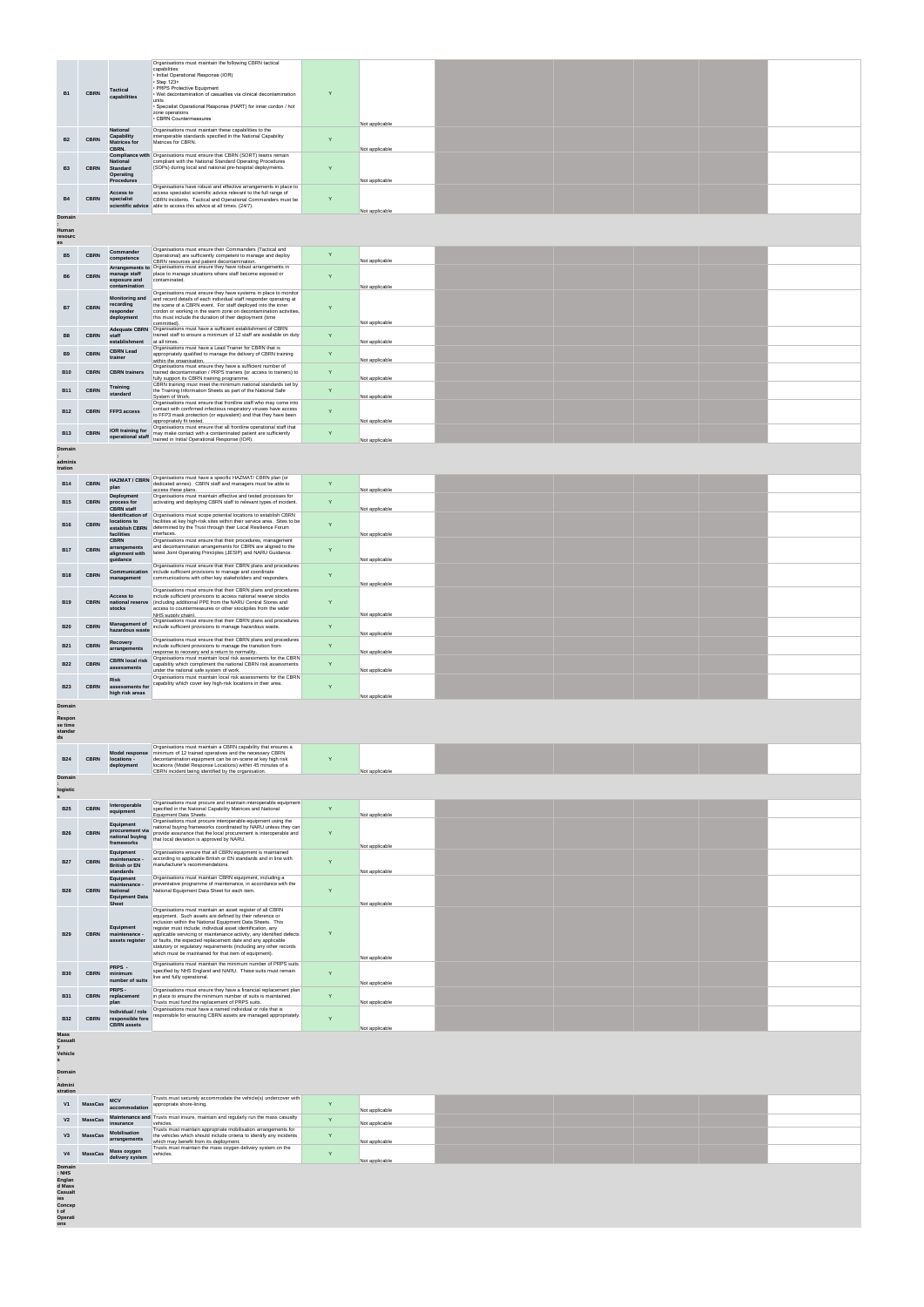| | | | | | | | | | | |
|---|---|---|---|---|---|---|---|---|---|---|
| B1 | CBRN | Tactical capabilities | Organisations must maintain the following CBRN tactical capabilities: • Initial Operational Response (IOR) • Step 123+ • PRPS Protective Equipment • Wet decontamination of casualties via clinical decontamination units • Specialist Operational Response (HART) for inner cordon / hot zone operations • CBRN Countermeasures | Y | Not applicable | | | | | |
| B2 | CBRN | National Capability Matrices for CBRN. | Organisations must maintain these capabilities to the interoperable standards specified in the National Capability Matrices for CBRN. | Y | Not applicable | | | | | |
| B3 | CBRN | Compliance with National Standard Operating Procedures | Organisations must ensure that CBRN (SORT) teams remain compliant with the National Standard Operating Procedures (SOPs) during local and national pre-hospital deployments. | Y | Not applicable | | | | | |
| B4 | CBRN | Access to specialist scientific advice | Organisations have robust and effective arrangements in place to access specialist scientific advice relevant to the full range of CBRN incidents. Tactical and Operational Commanders must be able to access this advice at all times. (24/7). | Y | Not applicable | | | | | |
| Domain : Human resources | | | | | | | | | | |
| B5 | CBRN | Commander competence | Organisations must ensure their Commanders (Tactical and Operational) are sufficiently competent to manage and deploy CBRN resources and patient decontamination. | Y | Not applicable | | | | | |
| B6 | CBRN | Arrangements to manage staff exposure and contamination | Organisations must ensure they have robust arrangements in place to manage situations where staff become exposed or contaminated. | Y | Not applicable | | | | | |
| B7 | CBRN | Monitoring and recording responder deployment | Organisations must ensure they have systems in place to monitor and record details of each individual staff responder operating at the scene of a CBRN event. For staff deployed into the inner cordon or working in the warm zone on decontamination activities, this must include the duration of their deployment (time committed). | Y | Not applicable | | | | | |
| B8 | CBRN | Adequate CBRN staff establishment | Organisations must have a sufficient establishment of CBRN trained staff to ensure a minimum of 12 staff are available on duty at all times. | Y | Not applicable | | | | | |
| B9 | CBRN | CBRN Lead trainer | Organisations must have a Lead Trainer for CBRN that is appropriately qualified to manage the delivery of CBRN training within the organisation. | Y | Not applicable | | | | | |
| B10 | CBRN | CBRN trainers | Organisations must ensure they have a sufficient number of trained decontamination / PRPS trainers (or access to trainers) to fully support its CBRN training programme. | Y | Not applicable | | | | | |
| B11 | CBRN | Training standard | CBRN training must meet the minimum national standards set by the Training Information Sheets as part of the National Safe System of Work. | Y | Not applicable | | | | | |
| B12 | CBRN | FFP3 access | Organisations must ensure that frontline staff who may come into contact with confirmed infectious respiratory viruses have access to FFP3 mask protection (or equivalent) and that they have been appropriately fit tested. | Y | Not applicable | | | | | |
| B13 | CBRN | IOR training for operational staff | Organisations must ensure that all frontline operational staff that may make contact with a contaminated patient are sufficiently trained in Initial Operational Response (IOR). | Y | Not applicable | | | | | |
| Domain : administration | | | | | | | | | | |
| B14 | CBRN | HAZMAT / CBRN plan | Organisations must have a specific HAZMAT/ CBRN plan (or dedicated annex). CBRN staff and managers must be able to access these plans. | Y | Not applicable | | | | | |
| B15 | CBRN | Deployment process for CBRN staff | Organisations must maintain effective and tested processes for activating and deploying CBRN staff to relevant types of incident. | Y | Not applicable | | | | | |
| B16 | CBRN | Identification of locations to establish CBRN facilities | Organisations must scope potential locations to establish CBRN facilities at key high-risk sites within their service area. Sites to be determined by the Trust through their Local Resilience Forum interfaces. | Y | Not applicable | | | | | |
| B17 | CBRN | CBRN arrangements alignment with guidance | Organisations must ensure that their procedures, management and decontamination arrangements for CBRN are aligned to the latest Joint Operating Principles (JESIP) and NARU Guidance. | Y | Not applicable | | | | | |
| B18 | CBRN | Communication management | Organisations must ensure that their CBRN plans and procedures include sufficient provisions to manage and coordinate communications with other key stakeholders and responders. | Y | Not applicable | | | | | |
| B19 | CBRN | Access to national reserve stocks | Organisations must ensure that their CBRN plans and procedures include sufficient provisions to access national reserve stocks (including additional PPE from the NARU Central Stores and access to countermeasures or other stockpiles from the wider NHS supply chain). | Y | Not applicable | | | | | |
| B20 | CBRN | Management of hazardous waste | Organisations must ensure that their CBRN plans and procedures include sufficient provisions to manage hazardous waste. | Y | Not applicable | | | | | |
| B21 | CBRN | Recovery arrangements | Organisations must ensure that their CBRN plans and procedures include sufficient provisions to manage the transition from response to recovery and a return to normality. | Y | Not applicable | | | | | |
| B22 | CBRN | CBRN local risk assessments | Organisations must maintain local risk assessments for the CBRN capability which compliment the national CBRN risk assessments under the national safe system of work. | Y | Not applicable | | | | | |
| B23 | CBRN | Risk assessments for high risk areas | Organisations must maintain local risk assessments for the CBRN capability which cover key high-risk locations in their area. | Y | Not applicable | | | | | |
| Domain : Response time standards | | | | | | | | | | |
| B24 | CBRN | Model response locations - deployment | Organisations must maintain a CBRN capability that ensures a minimum of 12 trained operatives and the necessary CBRN decontamination equipment can be on-scene at key high risk locations (Model Response Locations) within 45 minutes of a CBRN incident being identified by the organisation. | Y | Not applicable | | | | | |
| Domain : logistics | | | | | | | | | | |
| B25 | CBRN | Interoperable equipment | Organisations must procure and maintain interoperable equipment specified in the National Capability Matrices and National Equipment Data Sheets. | Y | Not applicable | | | | | |
| B26 | CBRN | Equipment procurement via national buying frameworks | Organisations must procure interoperable equipment using the national buying frameworks coordinated by NARU unless they can provide assurance that the local procurement is interoperable and that local deviation is approved by NARU. | Y | Not applicable | | | | | |
| B27 | CBRN | Equipment maintenance - British or EN standards | Organisations ensure that all CBRN equipment is maintained according to applicable British or EN standards and in line with manufacturer's recommendations. | Y | Not applicable | | | | | |
| B28 | CBRN | Equipment maintenance - National Equipment Data Sheet | Organisations must maintain CBRN equipment, including a preventative programme of maintenance, in accordance with the National Equipment Data Sheet for each item. | Y | Not applicable | | | | | |
| B29 | CBRN | Equipment maintenance - assets register | Organisations must maintain an asset register of all CBRN equipment. Such assets are defined by their reference or inclusion within the National Equipment Data Sheets. This register must include; individual asset identification, any applicable servicing or maintenance activity, any identified defects or faults, the expected replacement date and any applicable statutory or regulatory requirements (including any other records which must be maintained for that item of equipment). | Y | Not applicable | | | | | |
| B30 | CBRN | PRPS - minimum number of suits | Organisations must maintain the minimum number of PRPS suits specified by NHS England and NARU. These suits must remain live and fully operational. | Y | Not applicable | | | | | |
| B31 | CBRN | PRPS - replacement plan | Organisations must ensure they have a financial replacement plan in place to ensure the minimum number of suits is maintained. Trusts must fund the replacement of PRPS suits. | Y | Not applicable | | | | | |
| B32 | CBRN | Individual / role responsible fore CBRN assets | Organisations must have a named individual or role that is responsible for ensuring CBRN assets are managed appropriately. | Y | Not applicable | | | | | |
| Mass Casualty Vehicles Domain : Administration | | | | | | | | | | |
| V1 | MassCas | MCV accommodation | Trusts must securely accommodate the vehicle(s) undercover with appropriate shore-lining. | Y | Not applicable | | | | | |
| V2 | MassCas | Maintenance and insurance | Trusts must insure, maintain and regularly run the mass casualty vehicles. | Y | Not applicable | | | | | |
| V3 | MassCas | Mobilisation arrangements | Trusts must maintain appropriate mobilisation arrangements for the vehicles which should include criteria to identify any incidents which may benefit from its deployment. | Y | Not applicable | | | | | |
| V4 | MassCas | Mass oxygen delivery system | Trusts must maintain the mass oxygen delivery system on the vehicles. | Y | Not applicable | | | | | |
| Domain : NHS England Mass Casualties Concept of Operations | | | | | | | | | | |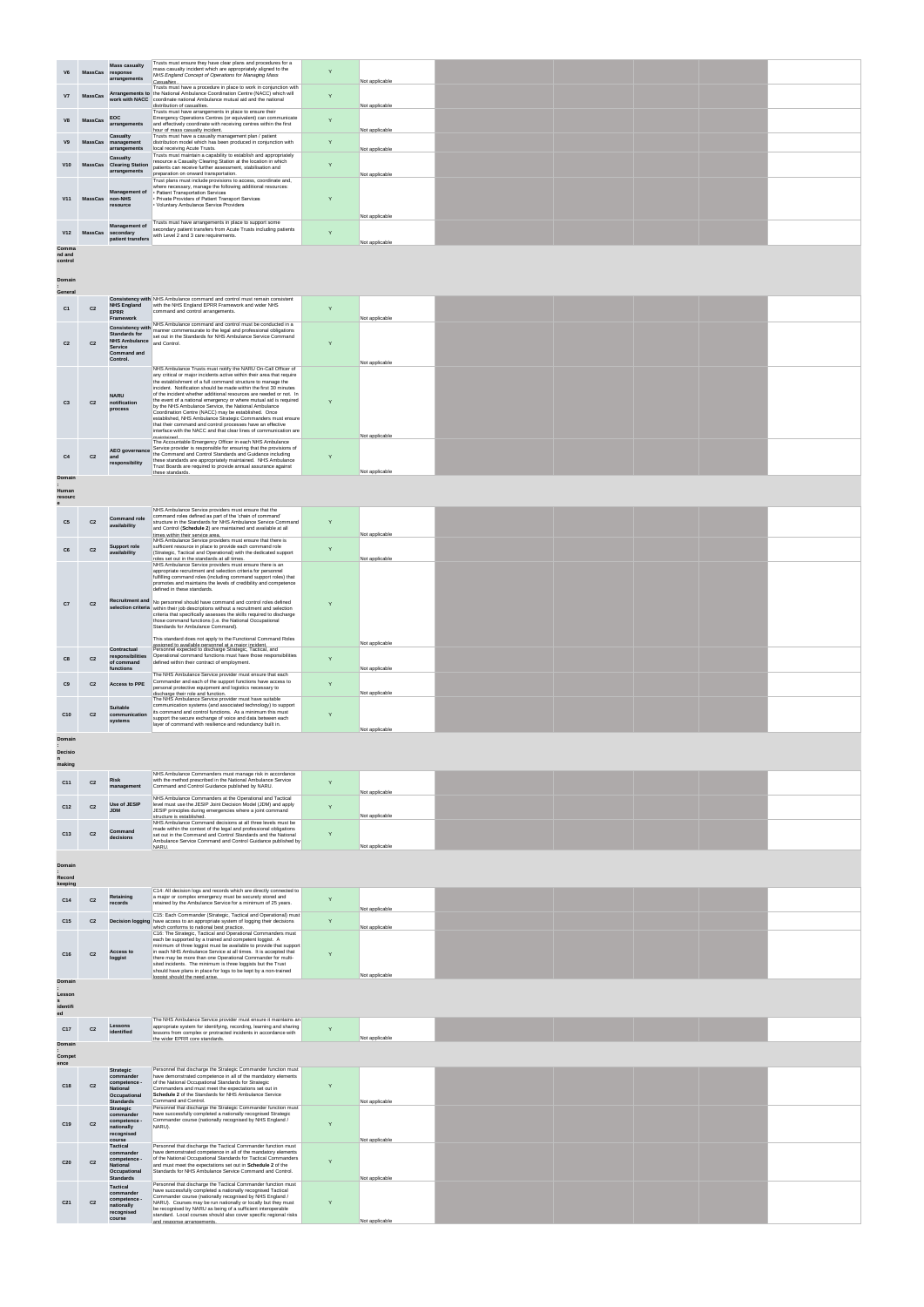| | | | | | | | | | | | |
|---|---|---|---|---|---|---|---|---|---|---|---|
| V6 | MassCas | Mass casualty response arrangements | Trusts must ensure they have clear plans and procedures for a mass casualty incident which are appropriately aligned to the NHS England Concept of Operations for Managing Mass Casualties | Y | Not applicable | | | | | | |
| V7 | MassCas | Arrangements to work with NACC | Trusts must have a procedure in place to work in conjunction with the National Ambulance Coordination Centre (NACC) which will coordinate national Ambulance mutual aid and the national distribution of casualties. | Y | Not applicable | | | | | | |
| V8 | MassCas | EOC arrangements | Trusts must have arrangements in place to ensure their Emergency Operations Centres (or equivalent) can communicate and effectively coordinate with receiving centres within the first hour of mass casualty incident. | Y | Not applicable | | | | | | |
| V9 | MassCas | Casualty management arrangements | Trusts must have a casualty management plan / patient distribution model which has been produced in conjunction with local receiving Acute Trusts. | Y | Not applicable | | | | | | |
| V10 | MassCas | Casualty Clearing Station arrangements | Trusts must maintain a capability to establish and appropriately resource a Casualty Clearing Station at the location in which patients can receive further assessment, stabilisation and preparation on onward transportation. | Y | Not applicable | | | | | | |
| V11 | MassCas | Management of non-NHS resource | Trust plans must include provisions to access, coordinate and, where necessary, manage the following additional resources: • Patient Transportation Services • Private Providers of Patient Transport Services • Voluntary Ambulance Service Providers | Y | Not applicable | | | | | | |
| V12 | MassCas | Management of secondary patient transfers | Trusts must have arrangements in place to support some secondary patient transfers from Acute Trusts including patients with Level 2 and 3 care requirements. | Y | Not applicable | | | | | | |
| **Command and control** | | | | | | | | | | | |
| **Domain : General** | | | | | | | | | | | |
| C1 | C2 | Consistency with NHS England EPRR Framework | NHS Ambulance command and control must remain consistent with the NHS England EPRR Framework and wider NHS command and control arrangements. | Y | Not applicable | | | | | | |
| C2 | C2 | Consistency with Standards for NHS Ambulance Service Command and Control. | NHS Ambulance command and control must be conducted in a manner commensurate to the legal and professional obligations set out in the Standards for NHS Ambulance Service Command and Control. | Y | Not applicable | | | | | | |
| C3 | C2 | NARU notification process | NHS Ambulance Trusts must notify the NARU On-Call Officer of any critical or major incidents active within their area that require the establishment of a full command structure to manage the incident. Notification should be made within the first 30 minutes of the incident whether additional resources are needed or not. In the event of a national emergency or where mutual aid is required by the NHS Ambulance Service, the National Ambulance Coordination Centre (NACC) may be established. Once established, NHS Ambulance Strategic Commanders must ensure that their command and control processes have an effective interface with the NACC and that clear lines of communication are maintained. | Y | Not applicable | | | | | | |
| C4 | C2 | AEO governance and responsibility | The Accountable Emergency Officer in each NHS Ambulance Service provider is responsible for ensuring that the provisions of the Command and Control Standards and Guidance including these standards are appropriately maintained. NHS Ambulance Trust Boards are required to provide annual assurance against these standards. | Y | Not applicable | | | | | | |
| **Domain : Human resource** | | | | | | | | | | | |
| C5 | C2 | Command role availability | NHS Ambulance Service providers must ensure that the command roles defined as part of the 'chain of command' structure in the Standards for NHS Ambulance Service Command and Control (**Schedule 2**) are maintained and available at all times within their service area. | Y | Not applicable | | | | | | |
| C6 | C2 | Support role availability | NHS Ambulance Service providers must ensure that there is sufficient resource in place to provide each command role (Strategic, Tactical and Operational) with the dedicated support roles set out in the standards at all times. | Y | Not applicable | | | | | | |
| C7 | C2 | Recruitment and selection criteria | NHS Ambulance Service providers must ensure there is an appropriate recruitment and selection criteria for personnel fulfilling command roles (including command support roles) that promotes and maintains the levels of credibility and competence defined in these standards. No personnel should have command and control roles defined within their job descriptions without a recruitment and selection criteria that specifically assesses the skills required to discharge those command functions (i.e. the National Occupational Standards for Ambulance Command). This standard does not apply to the Functional Command Roles assigned to available personnel at a major incident. | Y | Not applicable | | | | | | |
| C8 | C2 | Contractual responsibilities of command functions | Personnel expected to discharge Strategic, Tactical, and Operational command functions must have those responsibilities defined within their contract of employment. | Y | Not applicable | | | | | | |
| C9 | C2 | Access to PPE | The NHS Ambulance Service provider must ensure that each Commander and each of the support functions have access to personal protective equipment and logistics necessary to discharge their role and function. | Y | Not applicable | | | | | | |
| C10 | C2 | Suitable communication systems | The NHS Ambulance Service provider must have suitable communication systems (and associated technology) to support its command and control functions. As a minimum this must support the secure exchange of voice and data between each layer of command with resilience and redundancy built in. | Y | Not applicable | | | | | | |
| **Domain : Decision making** | | | | | | | | | | | |
| C11 | C2 | Risk management | NHS Ambulance Commanders must manage risk in accordance with the method prescribed in the National Ambulance Service Command and Control Guidance published by NARU. | Y | Not applicable | | | | | | |
| C12 | C2 | Use of JESIP JDM | NHS Ambulance Commanders at the Operational and Tactical level must use the JESIP Joint Decision Model (JDM) and apply JESIP principles during emergencies where a joint command structure is established. | Y | Not applicable | | | | | | |
| C13 | C2 | Command decisions | NHS Ambulance Command decisions at all three levels must be made within the context of the legal and professional obligations set out in the Command and Control Standards and the National Ambulance Service Command and Control Guidance published by NARU. | Y | Not applicable | | | | | | |
| **Domain : Record keeping** | | | | | | | | | | | |
| C14 | C2 | Retaining records | C14: All decision logs and records which are directly connected to a major or complex emergency must be securely stored and retained by the Ambulance Service for a minimum of 25 years. | Y | Not applicable | | | | | | |
| C15 | C2 | Decision logging | C15: Each Commander (Strategic, Tactical and Operational) must have access to an appropriate system of logging their decisions which conforms to national best practice. | Y | Not applicable | | | | | | |
| C16 | C2 | Access to loggist | C16: The Strategic, Tactical and Operational Commanders must each be supported by a trained and competent loggist. A minimum of three loggist must be available to provide that support in each NHS Ambulance Service at all times. It is accepted that there may be more than one Operational Commander for multi-sited incidents. The minimum is three loggists but the Trust should have plans in place for logs to be kept by a non-trained loggist should the need arise. | Y | Not applicable | | | | | | |
| **Domain : Lessons identified** | | | | | | | | | | | |
| C17 | C2 | Lessons identified | The NHS Ambulance Service provider must ensure it maintains an appropriate system for identifying, recording, learning and sharing lessons from complex or protracted incidents in accordance with the wider EPRR core standards. | Y | Not applicable | | | | | | |
| **Domain : Competence** | | | | | | | | | | | |
| C18 | C2 | Strategic commander competence - National Occupational Standards | Personnel that discharge the Strategic Commander function must have demonstrated competence in all of the mandatory elements of the National Occupational Standards for Strategic Commanders and must meet the expectations set out in **Schedule 2** of the Standards for NHS Ambulance Service Command and Control. | Y | Not applicable | | | | | | |
| C19 | C2 | Strategic commander competence - nationally recognised course | Personnel that discharge the Strategic Commander function must have successfully completed a nationally recognised Strategic Commander course (nationally recognised by NHS England / NARU). | Y | Not applicable | | | | | | |
| C20 | C2 | Tactical commander competence - National Occupational Standards | Personnel that discharge the Tactical Commander function must have demonstrated competence in all of the mandatory elements of the National Occupational Standards for Tactical Commanders and must meet the expectations set out in **Schedule 2** of the Standards for NHS Ambulance Service Command and Control. | Y | Not applicable | | | | | | |
| C21 | C2 | Tactical commander competence - nationally recognised course | Personnel that discharge the Tactical Commander function must have successfully completed a nationally recognised Tactical Commander course (nationally recognised by NHS England / NARU). Courses may be run nationally or locally but they must be recognised by NARU as being of a sufficient interoperable standard. Local courses should also cover specific regional risks and response arrangements. | Y | Not applicable | | | | | | |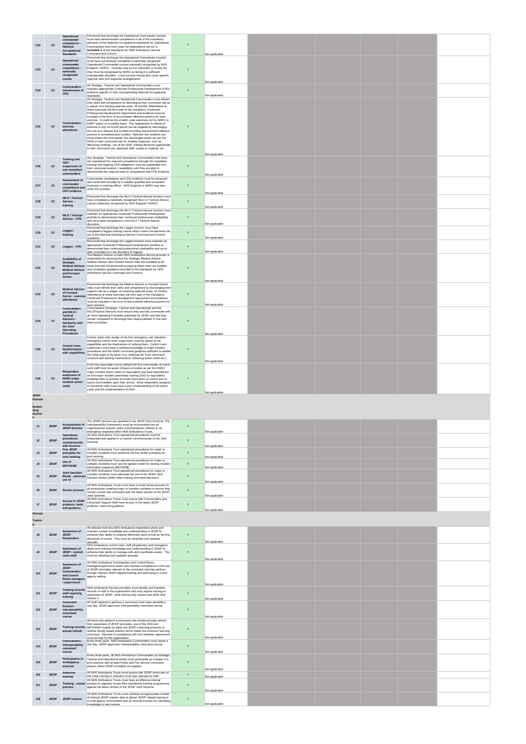| | | | | | | | | | | |
|---|---|---|---|---|---|---|---|---|---|---|
| C22 | C2 | Operational commander competence - National Occupational Standards | Personnel that discharge the Operational Commander function must have demonstrated competence in all of the mandatory elements of the National Occupational Standards for Operational Commanders and must meet the expectations set out in **Schedule 2** of the Standards for NHS Ambulance Service Command and Control. | Y | Not applicable | | | | | |
| C23 | C2 | Operational commander competence - nationally recognised course | Personnel that discharge the Operational Commander function must have successfully completed a nationally recognised Operational Commander course (nationally recognised by NHS England / NARU). Courses may be run nationally or locally but they must be recognised by NARU as being of a sufficient interoperable standard. Local courses should also cover specific regional risks and response arrangements. | Y | Not applicable | | | | | |
| C24 | C2 | Commanders - maintenance of CPD | All Strategic, Tactical and Operational Commanders must maintain appropriate Continued Professional Development (CPD) evidence specific to their corresponding National Occupational Standards. | Y | Not applicable | | | | | |
| C25 | C2 | Commanders - exercise attendance | All Strategic, Tactical and Operational Commanders must refresh their skills and competence by discharging their command role as a 'player' at a training exercise every 18 months. Attendance at these exercises will form part of the mandatory Continued Professional Development requirement and evidence must be included in the form of documented reflective practice for each exercise. It could be the smaller scale exercises run by NARU or HART teams on a weekly basis. The requirement to attend an exercise in any 18 month period can be negated by discharging the role at a relevant live incident providing documented reflective practice is completed post incident. Relevant live incidents are those where the commander has discharged duties (as per the NOS) in their command role for incident response, such as delivering briefings, use of the JDM, making decisions appropriate to their command role, deployed staff, assets or material, etc. | Y | Not applicable | | | | | |
| C26 | C2 | Training and CDP - suspension of non-compliant commanders | Any Strategic, Tactical and Operational Commanders that have not maintained the required competence through the mandated training and ongoing CPD obligations must be suspended from their command position / availability until they are able to demonstrate the required level of competence and CPD evidence. | Y | Not applicable | | | | | |
| C27 | C2 | Assessment of commander competence and CDP evidence | Commander competence and CPD evidence must be assessed and confirmed annually by a suitably qualified and competent instructor or training officer. NHS England or NARU may also verify this process. | Y | Not applicable | | | | | |
| C28 | C2 | NILO / Tactical Advisor - training | Personnel that discharge the NILO /Tactical Advisor function must have completed a nationally recognised NILO or Tactical Advisor course (nationally recognised by NHS England / NARU). | Y | Not applicable | | | | | |
| C29 | C2 | NILO / Tactical Advisor - CPD | Personnel that discharge the NILO /Tactical Advisor function must maintain an appropriate Continued Professional Development portfolio to demonstrate their continued professional creditability and up-to-date competence in the NILO / Tactical Advisor discipline. | Y | Not applicable | | | | | |
| C30 | C2 | Loggist - training | Personnel that discharge the Loggist function must have completed a loggist training course which covers the elements set out in the National Ambulance Service Command and Control Guidance. | Y | Not applicable | | | | | |
| C31 | C2 | Loggist - CPD | Personnel that discharge the Loggist function must maintain an appropriate Continued Professional Development portfolio to demonstrate their continued professional creditability and up-to-date competence in the discipline of logging. | Y | Not applicable | | | | | |
| C32 | C2 | Availability of Strategic Medical Advisor, Medical Advisor and Forward Doctor | The Medical Director of each NHS Ambulance Service provider is responsible for ensuring that the Strategic Medical Advisor, Medical Advisor and Forward Doctor roles are available at all times and that the personnel occupying these roles are credible and competent (guidance provided in the Standards for NHS Ambulance Service Command and Control). | Y | Not applicable | | | | | |
| C33 | C2 | Medical Advisor of Forward Doctor - exercise attendance | Personnel that discharge the Medical Advisor or Forward Doctor roles must refresh their skills and competence by discharging their support role as a 'player' at a training exercise every 12 months. Attendance at these exercises will form part of the mandatory Continued Professional Development requirement and evidence must be included in the form of documented reflective practice for each exercise. | Y | Not applicable | | | | | |
| C34 | C2 | Commanders and NILO / Tactical Advisors - familiarity with the Joint Operating Procedures | Commanders (Strategic, Tactical and Operational) and the NILO/Tactical Advisors must ensure they are fully conversant with all Joint Operating Principles published by JESIP and that they remain competent to discharge their responsibilities in line with these principles. | Y | Not applicable | | | | | |
| C35 | C2 | Control room familiarisation with capabilities | Control starts with receipt of the first emergency call, therefore emergency control room supervisors must be aware of the capabilities and the implications of utilising them. Control room supervisors must have a working knowledge of major incident procedures and the NARU command guidance sufficient to enable the initial steps to be taken (e.g. notifying the Trust command structure and alerting mechanisms, following action cards etc.) | Y | Not applicable | | | | | |
| C36 | C2 | Responders awareness of NARU major incident action cards | Front line responders are by default the first commander at scene, such staff must be aware of basic principles as per the NARU major incident action cards (or equivalent) and have watched the on line major incident awareness training DVD (or equivalent) enabling them to provide accurate information to control and on scene commanders upon their arrival. Initial responders assigned to functional roles must have a prior understanding of the action cards and the implementation of them. | Y | Not applicable | | | | | |
| **JESIP Domain : Embedding doctrine** | | | | | | | | | | |
| J1 | JESIP | Incorporation of JESIP doctrine | The JESIP doctrine (as specified in the JESIP Joint Doctrine: The Interoperability Framework) must be incorporated into all organisational policies, plans and procedures relevant to an emergency response within NHS Ambulance Trusts. | Y | Not applicable | | | | | |
| J2 | JESIP | Operations procedures commensurate with Doctrine | All NHS Ambulance Trust operational procedures must be interpreted and applied in a manner commensurate to the Joint Doctrine. | Y | Not applicable | | | | | |
| J3 | JESIP | Five JESIP principles for joint working | All NHS Ambulance Trust operational procedures for major or complex incidents must reference the five JESIP principles for joint working. | Y | Not applicable | | | | | |
| J4 | JESIP | Use of METHANE | All NHS Ambulance Trust operational procedures for major or complex incidents must use the agreed model for sharing incident information stated as METHANE. | Y | Not applicable | | | | | |
| J5 | JESIP | Joint Decision Model - advocate use of | All NHS Ambulance Trust operational procedures for major or complex incidents must advocate the use of the JESIP Joint Decision Model (JDM) when making command decisions. | Y | Not applicable | | | | | |
| J6 | JESIP | Review process | All NHS Ambulance Trusts must have a timed review process for all procedures covering major or complex incidents to ensure they remain current and consistent with the latest version of the JESIP Joint Doctrine. | Y | Not applicable | | | | | |
| J7 | JESIP | Access to JESIP products, tools and guidance | All NHS Ambulance Trusts must ensure that Commanders and Command Support Staff have access to the latest JESIP products, tools and guidance. | Y | Not applicable | | | | | |
| **Domain : Training** | | | | | | | | | | |
| J8 | JESIP | Awareness of JESIP - Responders | All relevant front-line NHS Ambulance responders attain and maintain a basic knowledge and understanding of JESIP to enhance their ability to respond effectively upon arrival as the first personnel on-scene. This must be refreshed and updated annually. | Y | Not applicable | | | | | |
| J9 | JESIP | Awareness of JESIP - control room staff | NHS Ambulance control room staff (dispatchers and managers) attain and maintain knowledge and understanding of JESIP to enhance their ability to manage calls and coordinate assets. This must be refreshed and updated annually. | Y | Not applicable | | | | | |
| J10 | JESIP | Awareness of JESIP - Commanders and Control Room managers / supervisors | All NHS Ambulance Commanders and Control Room managers/supervisors attain and maintain competence in the use of JESIP principles relevant to the command role they perform through relevant JESIP aligned training and exercising in a joint agency setting. | Y | Not applicable | | | | | |
| J11 | JESIP | Training records staff requiring training | NHS Ambulance Service providers must identify and maintain records of staff in the organisation who may require training or awareness of JESIP, what training they require and when they receive it. | Y | Not applicable | | | | | |
| J12 | JESIP | Command function - interoperability command course | All staff required to perform a command must have attended a one day, JESIP approved, interoperability command course. | Y | Not applicable | | | | | |
| J13 | JESIP | Training records - annual refresh | All those who perform a command role should annually refresh their awareness of JESIP principles, use of the JDM and METHANE models by either the JESIP e-learning products or another locally based solution which meets the minimum learning outcomes. Records of compliance with this refresher requirement must be kept by the organisation. | Y | Not applicable | | | | | |
| J14 | JESIP | Commanders - interoperability command course | Every three years, NHS Ambulance Commanders must repeat a one day, JESIP approved, interoperability command course. | Y | Not applicable | | | | | |
| J15 | JESIP | Participation in multiagency exercise | Every three years, all NHS Ambulance Commanders (at Strategic, Tactical and Operational levels) must participate as a player in a joint exercise with at least Police and Fire Service Command players where JESIP principles are applied. | Y | Not applicable | | | | | |
| J16 | JESIP | Induction training | All NHS Ambulance Trusts must ensure that JESIP forms part of the initial training or induction of all new operational staff. | Y | Not applicable | | | | | |
| J17 | JESIP | Training - review process | All NHS Ambulance Trusts must have an effective internal process to regularly review their operational training programmes against the latest version of the JESIP Joint Doctrine. | Y | Not applicable | | | | | |
| J18 | JESIP | JESIP trainers | All NHS Ambulance Trusts must maintain an appropriate number of internal JESIP trainers able to deliver JESIP related training in a multi-agency environment and an internal process for cascading knowledge to new trainers. | Y | Not applicable | | | | | |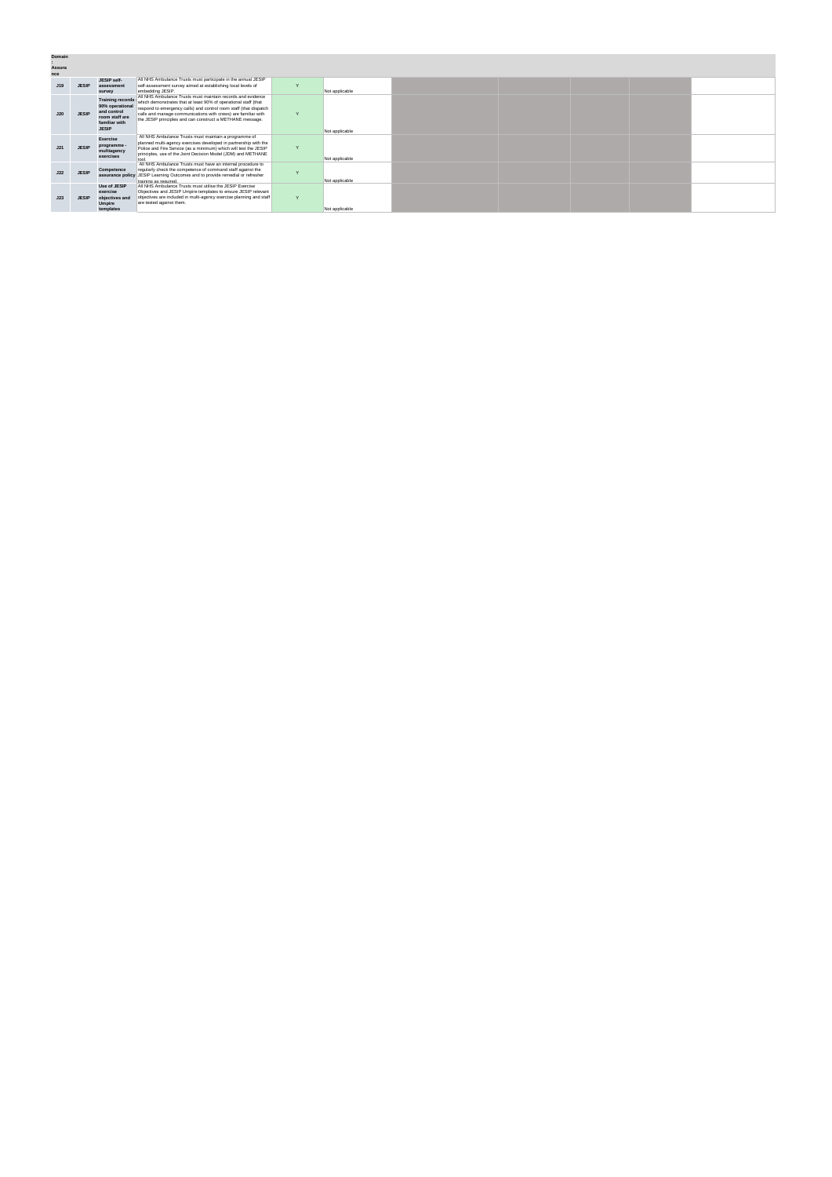| Domain: Assurance | | | | | | | | | | |
|---|---|---|---|---|---|---|---|---|---|---|
| J19 | JESIP | JESIP self-assessment survey | All NHS Ambulance Trusts must participate in the annual JESIP self-assessment survey aimed at establishing local levels of embedding JESIP. | Y | Not applicable | | | | | |
| J20 | JESIP | Training records 90% operational and control room staff are familiar with JESIP | All NHS Ambulance Trusts must maintain records and evidence which demonstrates that at least 90% of operational staff (that respond to emergency calls) and control room staff (that dispatch calls and manage communications with crews) are familiar with the JESIP principles and can construct a METHANE message. | Y | Not applicable | | | | | |
| J21 | JESIP | Exercise programme - multiagency exercises | All NHS Ambulance Trusts must maintain a programme of planned multi-agency exercises developed in partnership with the Police and Fire Service (as a minimum) which will test the JESIP principles, use of the Joint Decision Model (JDM) and METHANE tool. | Y | Not applicable | | | | | |
| J22 | JESIP | Competence assurance policy | All NHS Ambulance Trusts must have an internal procedure to regularly check the competence of command staff against the JESIP Learning Outcomes and to provide remedial or refresher training as required. | Y | Not applicable | | | | | |
| J23 | JESIP | Use of JESIP exercise objectives and Umpire templates | All NHS Ambulance Trusts must utilise the JESIP Exercise Objectives and JESIP Umpire templates to ensure JESIP relevant objectives are included in multi-agency exercise planning and staff are tested against them. | Y | Not applicable | | | | | |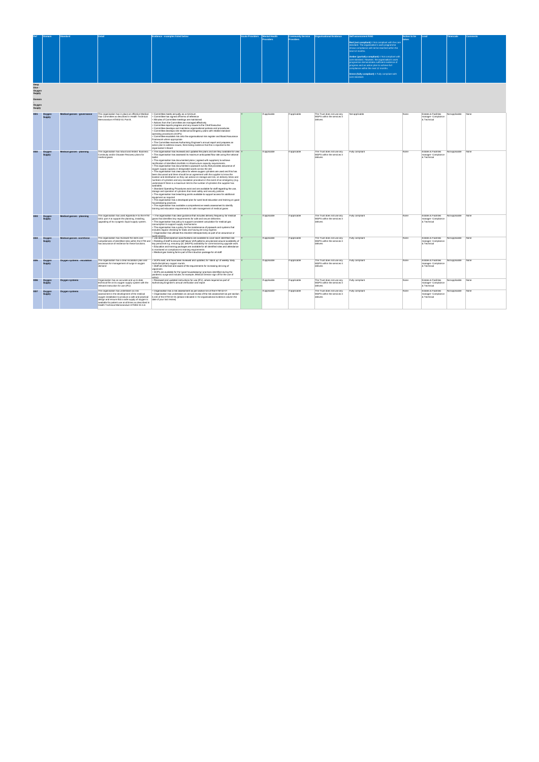| Ref | Domain | Standard | Detail | Evidence - examples listed below | Acute Providers | Mental Health Providers | Community Service Providers | Organisational Evidence | Self assessment RAG<br><br>**Red (not compliant)** = Not compliant with the core standard. The organisation's work programme shows compliance will not be reached within the next 12 months.<br><br>**Amber (partially compliant)** = Not compliant with core standard. However, the organisation's work programme demonstrates sufficient evidence of progress and an action plan to achieve full compliance within the next 12 months.<br><br>**Green (fully compliant)** = Fully compliant with core standard. | Action to be taken | Lead | Timescale | Comments |
|---|---|---|---|---|---|---|---|---|---|---|---|---|---|
| Deep Dive - Oxygen Supply<br><br>Domain : Oxygen Supply | | | | | | | | | | | | | |
| DD1 | Oxygen Supply | Medical gasses - governance | The organisation has in place an effective Medical Gas Committee as described in Health Technical Memorandum HTM02-01 Part B. | • Committee meets annually as a minimum<br>• Committee has signed off terms of reference<br>• Minutes of Committee meetings are maintained<br>• Actions from the Committee are managed effectively<br>• Committee reports progress and any issues to the Chief Executive<br>• Committee develops and maintains organisational policies and procedures<br>• Committee develops site resilience/contingency plans with related standard operating procedures (SOPs)<br>• Committee escalates risk onto the organisational risk register and Board Assurance Framework where appropriate<br>• The Committee receives Authorising Engineer's annual report and prepares an action plan to address issues, there being evidence that this is reported to the organisation's Board | Y | If applicable | If applicable | The Trust does not use any MGPS within the services it delivers | Not applicable | None | Estates & Facilities manager- Compliance & Technical | Not applicable | None |
| DD2 | Oxygen Supply | Medical gasses - planning | The organisation has robust and tested Business Continuity and/or Disaster Recovery plans for medical gases | • The organisation has reviewed and updated the plans and are they available for view<br>• The organisation has assessed its maximum anticipated flow rate using the national toolkit<br>• The organisation has documented plans ( agreed with suppliers) to achieve rectification of identified shortfalls in infrastructure capacity requirements<br>• The organisation has documented a pipework survey that provides assurance of oxygen supply capacity in designated wards across the site<br>• The organisation has clear plans for where oxygen cylinders are used and this has been discussed and there should be an agreement with the supplier to know the location and distribution so they can advise on storage and risk, on delivery times and numbers of cylinders and any escalation procedure in the event of an emergency (e.g. understand if there is a maximum limit to the number of cylinders the supplier has available)<br>• Standard Operating Procedures exist and are available for staff regarding the use, storage and operation of cylinders that meet safety and security policies<br>• The organisation has breaching points available to support access for additional equipment as required<br>• The organisation has a developed plan for ward level education and training on good housekeeping practices<br>• The organisation has available a comprehensive needs assessment to identify training and education requirements for safe management of medical gases | Y | If applicable | If applicable | The Trust does not use any MGPS within the services it delivers | Fully compliant | None | Estates & Facilities manager- Compliance & Technical | Not applicable | None |
| DD3 | Oxygen Supply | Medical gasses - planning | The organisation has used Appendix H to the HTM 0201 part A to support the planning, installing, upgrading of its cryogenic liquid supply system. | • The organisation has clear guidance that includes delivery frequency for medical gases that identifies key requirements for safe and secure deliveries<br>• The organisation has policy to support consistent calculation for medical gas consumption to support supply mechanisms<br>• The organisation has a policy for the maintenance of pipework and systems that includes regular checking for leaks and having de-icing regimes<br>• Organisation has utilised the checklist retrospectively as part of an assurance or audit process | Y | If applicable | If applicable | The Trust does not use any MGPS within the services it delivers | Fully compliant | None | Estates & Facilities manager- Compliance & Technical | Not applicable | None |
| DD4 | Oxygen Supply | Medical gasses -workforce | The organisation has reviewed the skills and competencies of identified roles within the HTM and has assurance of resilience for these functions. | • Job descriptions/person specifications are available to cover each identified role<br>• Rotating of staff to ensure staff leave/ shift patterns are planned around availability of key personnel e.g. ensuring QC (MGPS) availability for commissioning upgrade work.<br>• Education and training packages are available for all identified roles and attendance is monitored on compliance to training requirements<br>• Medical gas training forms part of the induction package for all staff | Y | If applicable | If applicable | The Trust does not use any MGPS within the services it delivers | Fully compliant | None | Estates & Facilities manager- Compliance & Technical | Not applicable | None |
| DD5 | Oxygen Supply | Oxygen systems - escalation | The organisation has a clear escalation plan and processes for management of surge in oxygen demand. | • SOPs exist, and have been reviewed and updated, for 'stand up' of weekly/ daily multi-disciplinary oxygen rounds<br>• Staff are informed and aware of the requirements for increasing de-icing of vaporisers<br>• SOPs are available for the 'good housekeeping' practices identified during the pandemic surge and include, for example, Medical Director sign off for the use of HFNO | Y | If applicable | If applicable | The Trust does not use any MGPS within the services it delivers | Fully compliant | None | Estates & Facilities manager- Compliance & Technical | Not applicable | None |
| DD6 | Oxygen Supply | Oxygen systems | Organisation has an accurate and up to date technical file on its oxygen supply system with the relevant instruction for use (IFU) | • Reviewed and updated instructions for use (IFU), where required as part of Authorising Engineer's annual verification and report | Y | If applicable | If applicable | The Trust does not use any MGPS within the services it delivers | Fully compliant | None | Estates & Facilities manager- Compliance & Technical | Not applicable | None |
| DD7 | Oxygen Supply | Oxygen systems | The organisation has undertaken as risk assessment in the development of the medical oxygen installation to produce a safe and practical design and ensure that a safe supply of oxygen is available for patient use at all times as described in Health Technical Memorandum HTM02-01 6.6 | • Organisation has a risk assessment as per section 6.6 of the HTM 02-01<br>• Organisation has undertaken an annual review of the risk assessment as per section 6.134 of the HTM 02-01 (please indicated in the organisational evidence column the date of your last review) | Y | If applicable | If applicable | The Trust does not use any MGPS within the services it delivers | Fully compliant | None | Estates & Facilities manager- Compliance & Technical | Not applicable | None |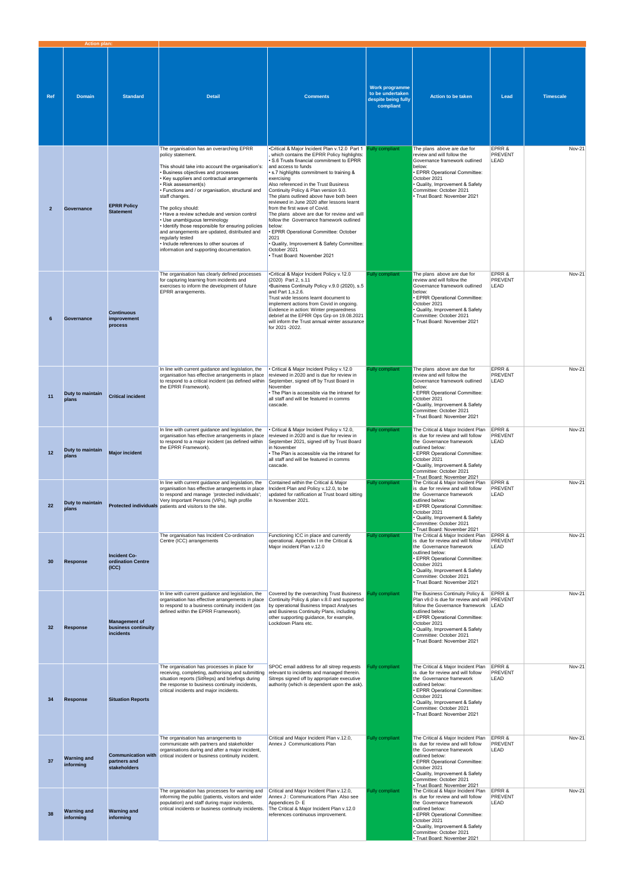| Action plan: | | | | | | | | |
|---|---|---|---|---|---|---|---|---|
| **Ref** | **Domain** | **Standard** | **Detail** | **Comments** | **Work programme to be undertaken despite being fully compliant** | **Action to be taken** | **Lead** | **Timescale** |
| 2 | Governance | EPRR Policy Statement | The organisation has an overarching EPRR policy statement.<br><br>This should take into account the organisation's:<br>• Business objectives and processes<br>• Key suppliers and contractual arrangements<br>• Risk assessment(s)<br>• Functions and / or organisation, structural and staff changes.<br><br>The policy should:<br>• Have a review schedule and version control<br>• Use unambiguous terminology<br>• Identify those responsible for ensuring policies and arrangements are updated, distributed and regularly tested<br>• Include references to other sources of information and supporting documentation. | •Critical & Major Incident Plan v.12.0 Part 1 , which contains the EPRR Policy highlights:<br>• S.6 Trusts financial commitment to EPRR and access to funds<br>• s.7 highlights commitment to training & exercising<br>Also referenced in the Trust Business Continuity Policy & Plan version 9.0.<br>The plans outlined above have both been reviewed in June 2020 after lessons learnt from the first wave of Covid.<br>The plans above are due for review and will follow the Governance framework outlined below:<br>• EPRR Operational Committee: October 2021<br>• Quality, Improvement & Safety Committee: October 2021<br>• Trust Board: November 2021 | Fully compliant | The plans above are due for review and will follow the Governance framework outlined below:<br>• EPRR Operational Committee: October 2021<br>• Quality, Improvement & Safety Committee: October 2021<br>• Trust Board: November 2021 | EPRR & PREVENT LEAD | Nov-21 |
| 6 | Governance | Continuous improvement process | The organisation has clearly defined processes for capturing learning from incidents and exercises to inform the development of future EPRR arrangements. | •Critical & Major Incident Policy v.12.0 (2020) Part 2, s.11<br>•Business Continuity Policy v.9.0 (2020), s.5 and Part 1,s.2.6.<br>Trust wide lessons learnt document to implement actions from Covid in ongoing.<br>Evidence in action: Winter preparedness debrief at the EPRR Ops Grp on 19.08.2021 will inform the Trust annual winter assurance for 2021 -2022. | Fully compliant | The plans above are due for review and will follow the Governance framework outlined below:<br>• EPRR Operational Committee: October 2021<br>• Quality, Improvement & Safety Committee: October 2021<br>• Trust Board: November 2021 | EPRR & PREVENT LEAD | Nov-21 |
| 11 | Duty to maintain plans | Critical incident | In line with current guidance and legislation, the organisation has effective arrangements in place to respond to a critical incident (as defined within the EPRR Framework). | • Critical & Major Incident Policy v.12.0 reviewed in 2020 and is due for review in September, signed off by Trust Board in November<br>• The Plan is accessible via the intranet for all staff and will be featured in comms cascade. | Fully compliant | The plans above are due for review and will follow the Governance framework outlined below:<br>• EPRR Operational Committee: October 2021<br>• Quality, Improvement & Safety Committee: October 2021<br>• Trust Board: November 2021 | EPRR & PREVENT LEAD | Nov-21 |
| 12 | Duty to maintain plans | Major incident | In line with current guidance and legislation, the organisation has effective arrangements in place to respond to a major incident (as defined within the EPRR Framework). | • Critical & Major Incident Policy v.12.0, reviewed in 2020 and is due for review in September 2021, signed off by Trust Board in November<br>• The Plan is accessible via the intranet for all staff and will be featured in comms cascade. | Fully compliant | The Critical & Major Incident Plan is due for review and will follow the Governance framework outlined below:<br>• EPRR Operational Committee: October 2021<br>• Quality, Improvement & Safety Committee: October 2021<br>• Trust Board: November 2021 | EPRR & PREVENT LEAD | Nov-21 |
| 22 | Duty to maintain plans | Protected individuals | In line with current guidance and legislation, the organisation has effective arrangements in place to respond and manage 'protected individuals'; Very Important Persons (VIPs), high profile patients and visitors to the site. | Contained within the Critical & Major Incident Plan and Policy v.12.0, to be updated for ratification at Trust board sitting in November 2021. | Fully compliant | The Critical & Major Incident Plan is due for review and will follow the Governance framework outlined below:<br>• EPRR Operational Committee: October 2021<br>• Quality, Improvement & Safety Committee: October 2021<br>• Trust Board: November 2021 | EPRR & PREVENT LEAD | Nov-21 |
| 30 | Response | Incident Co-ordination Centre (ICC) | The organisation has Incident Co-ordination Centre (ICC) arrangements | Functioning ICC in place and currently operational. Appendix I in the Critical & Major incident Plan v.12.0 | Fully compliant | The Critical & Major Incident Plan is due for review and will follow the Governance framework outlined below:<br>• EPRR Operational Committee: October 2021<br>• Quality, Improvement & Safety Committee: October 2021<br>• Trust Board: November 2021 | EPRR & PREVENT LEAD | Nov-21 |
| 32 | Response | Management of business continuity incidents | In line with current guidance and legislation, the organisation has effective arrangements in place to respond to a business continuity incident (as defined within the EPRR Framework). | Covered by the overarching Trust Business Continuity Policy & plan v.8.0 and supported by operational Business Impact Analyses and Business Continuity Plans, including other supporting guidance, for example, Lockdown Plans etc. | Fully compliant | The Business Continuity Policy & Plan v9.0 is due for review and will follow the Governance framework outlined below:<br>• EPRR Operational Committee: October 2021<br>• Quality, Improvement & Safety Committee: October 2021<br>• Trust Board: November 2021 | EPRR & PREVENT LEAD | Nov-21 |
| 34 | Response | Situation Reports | The organisation has processes in place for receiving, completing, authorising and submitting situation reports (SitReps) and briefings during the response to business continuity incidents, critical incidents and major incidents. | SPOC email address for all sitrep requests relevant to incidents and managed therein. Sitreps signed off by appropriate executive authority (which is dependent upon the ask). | Fully compliant | The Critical & Major Incident Plan is due for review and will follow the Governance framework outlined below:<br>• EPRR Operational Committee: October 2021<br>• Quality, Improvement & Safety Committee: October 2021<br>• Trust Board: November 2021 | EPRR & PREVENT LEAD | Nov-21 |
| 37 | Warning and informing | Communication with partners and stakeholders | The organisation has arrangements to communicate with partners and stakeholder organisations during and after a major incident, critical incident or business continuity incident. | Critical and Major Incident Plan v.12.0, Annex J Communications Plan | Fully compliant | The Critical & Major Incident Plan is due for review and will follow the Governance framework outlined below:<br>• EPRR Operational Committee: October 2021<br>• Quality, Improvement & Safety Committee: October 2021<br>• Trust Board: November 2021 | EPRR & PREVENT LEAD | Nov-21 |
| 38 | Warning and informing | Warning and informing | The organisation has processes for warning and informing the public (patients, visitors and wider population) and staff during major incidents, critical incidents or business continuity incidents. | Critical and Major Incident Plan v.12.0, Annex J : Communications Plan Also see Appendices D- E<br>The Critical & Major Incident Plan v.12.0 references continuous improvement. | Fully compliant | The Critical & Major Incident Plan is due for review and will follow the Governance framework outlined below:<br>• EPRR Operational Committee: October 2021<br>• Quality, Improvement & Safety Committee: October 2021<br>• Trust Board: November 2021 | EPRR & PREVENT LEAD | Nov-21 |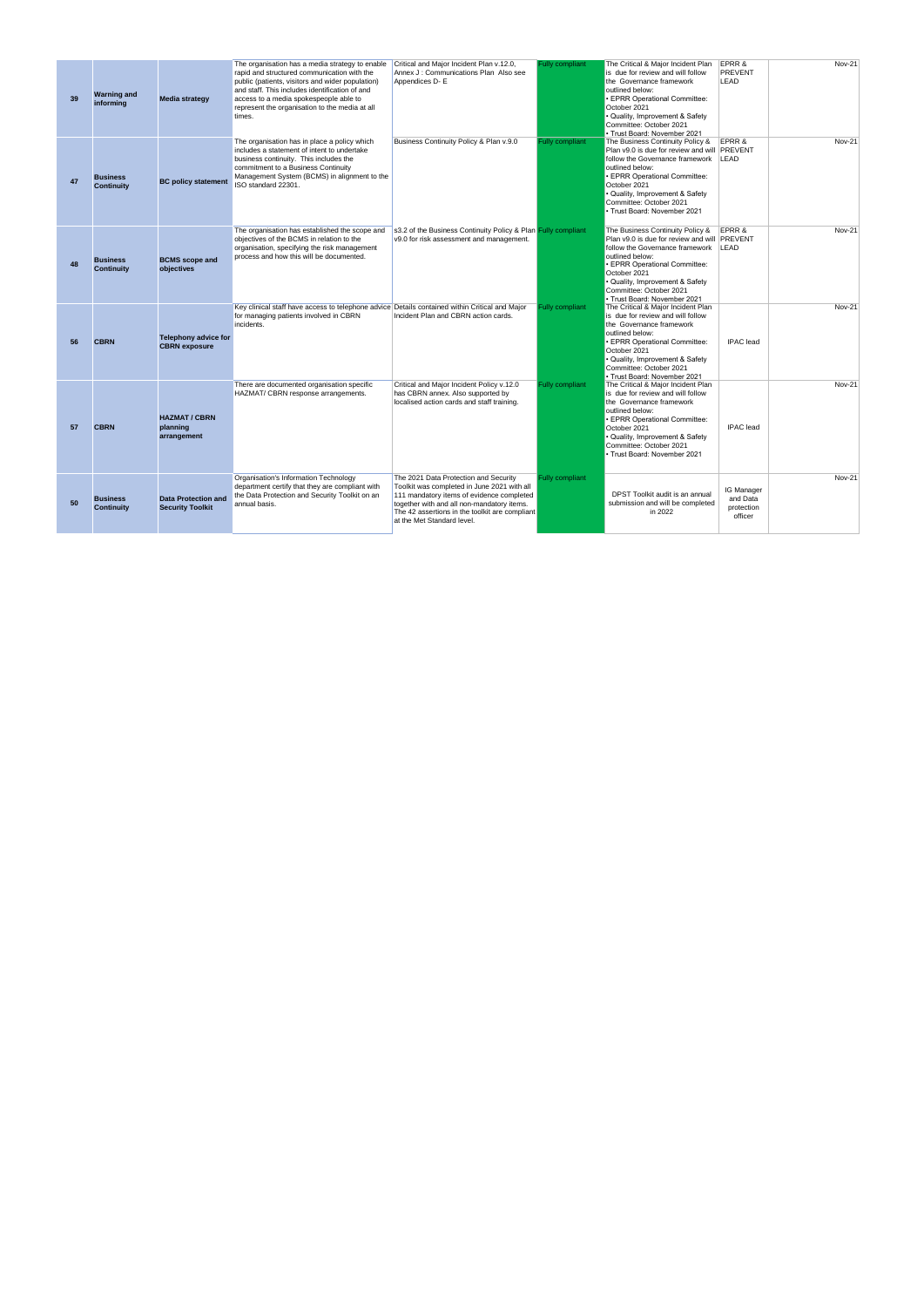| | | | | | | | | |
|---|---|---|---|---|---|---|---|---|
| 39 | **Warning and informing** | **Media strategy** | The organisation has a media strategy to enable rapid and structured communication with the public (patients, visitors and wider population) and staff. This includes identification of and access to a media spokespeople able to represent the organisation to the media at all times. | Critical and Major Incident Plan v.12.0, Annex J : Communications Plan Also see Appendices D- E | Fully compliant | The Critical & Major Incident Plan is due for review and will follow the Governance framework outlined below:<br>• EPRR Operational Committee: October 2021<br>• Quality, Improvement & Safety Committee: October 2021<br>• Trust Board: November 2021 | EPRR & PREVENT LEAD | Nov-21 |
| 47 | **Business Continuity** | **BC policy statement** | The organisation has in place a policy which includes a statement of intent to undertake business continuity. This includes the commitment to a Business Continuity Management System (BCMS) in alignment to the ISO standard 22301. | Business Continuity Policy & Plan v.9.0 | Fully compliant | The Business Continuity Policy & Plan v9.0 is due for review and will follow the Governance framework outlined below:<br>• EPRR Operational Committee: October 2021<br>• Quality, Improvement & Safety Committee: October 2021<br>• Trust Board: November 2021 | EPRR & PREVENT LEAD | Nov-21 |
| 48 | **Business Continuity** | **BCMS scope and objectives** | The organisation has established the scope and objectives of the BCMS in relation to the organisation, specifying the risk management process and how this will be documented. | s3.2 of the Business Continuity Policy & Plan v9.0 for risk assessment and management. | Fully compliant | The Business Continuity Policy & Plan v9.0 is due for review and will follow the Governance framework outlined below:<br>• EPRR Operational Committee: October 2021<br>• Quality, Improvement & Safety Committee: October 2021<br>• Trust Board: November 2021 | EPRR & PREVENT LEAD | Nov-21 |
| 56 | **CBRN** | **Telephony advice for CBRN exposure** | Key clinical staff have access to telephone advice for managing patients involved in CBRN incidents. | Details contained within Critical and Major Incident Plan and CBRN action cards. | Fully compliant | The Critical & Major Incident Plan is due for review and will follow the Governance framework outlined below:<br>• EPRR Operational Committee: October 2021<br>• Quality, Improvement & Safety Committee: October 2021<br>• Trust Board: November 2021 | IPAC lead | Nov-21 |
| 57 | **CBRN** | **HAZMAT / CBRN planning arrangement** | There are documented organisation specific HAZMAT/ CBRN response arrangements. | Critical and Major Incident Policy v.12.0 has CBRN annex. Also supported by localised action cards and staff training. | Fully compliant | The Critical & Major Incident Plan is due for review and will follow the Governance framework outlined below:<br>• EPRR Operational Committee: October 2021<br>• Quality, Improvement & Safety Committee: October 2021<br>• Trust Board: November 2021 | IPAC lead | Nov-21 |
| 50 | **Business Continuity** | **Data Protection and Security Toolkit** | Organisation's Information Technology department certify that they are compliant with the Data Protection and Security Toolkit on an annual basis. | The 2021 Data Protection and Security Toolkit was completed in June 2021 with all 111 mandatory items of evidence completed together with and all non-mandatory items. The 42 assertions in the toolkit are compliant at the Met Standard level. | Fully compliant | DPST Toolkit audit is an annual submission and will be completed in 2022 | IG Manager and Data protection officer | Nov-21 |